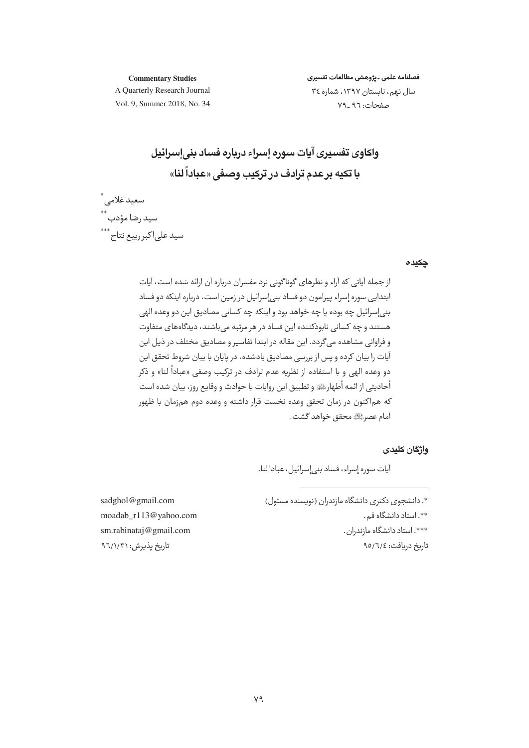# واکاوی تفسیری آیات سوره إسراء درباره فساد بنی‌إسرائیل با تکیه بر عدم ترادف در ترکیب وصفی «عباداً لنا»

سعید غلامی [*]

سید رضا مؤدب [**]

سید علی‌اکبر ربیع نتاج [***]

## چکیده

از جمله آیاتی که آراء و نظرهای گوناگونی نزد مفسران درباره آن ارائه شده است، آیات ابتدایی سوره إسراء پیرامون دو فساد بنی‌إسرائیل در زمین است. درباره اینکه دو فساد بنی‌إسرائیل چه بوده یا چه خواهد بود و اینکه چه کسانی مصادیق این دو وعده الهی هستند و چه کسانی نابودکننده این فساد در هر مرتبه می‌باشند، دیدگاه‌های متفاوت و فراوانی مشاهده می‌گردد. این مقاله در ابتدا تفاسیر و مصادیق مختلف در ذیل این آیات را بیان کرده و پس از بررسی مصادیق یادشده، در پایان با بیان شروط تحقق این دو وعده الهی و با استفاده از نظریه عدم ترادف در ترکیب وصفی «عباداً لنا» و ذکر أحادیثی از ائمه أطهار‌ﷺ و تطبیق این روایات با حوادث و وقایع روز، بیان شده است که هم‌اکنون در زمان تحقق وعده نخست قرار داشته و وعده دوم هم‌زمان با ظهور امام عصر‌ﷺ محقق خواهد گشت.

## واژگان کلیدی

آیات سوره إسراء، فساد بنی‌إسرائیل، عبادا لنا.

---

*. دانشجوی دکتری دانشگاه مازندران (نویسنده مسئول) — sadghol@gmail.com

**. استاد دانشگاه قم. — moadab_r113@yahoo.com

***. استاد دانشگاه مازندران. — sm.rabinataj@gmail.com

تاریخ دریافت: ۹۵/٦/٤ — تاریخ پذیرش: ۹٦/۱/۳۱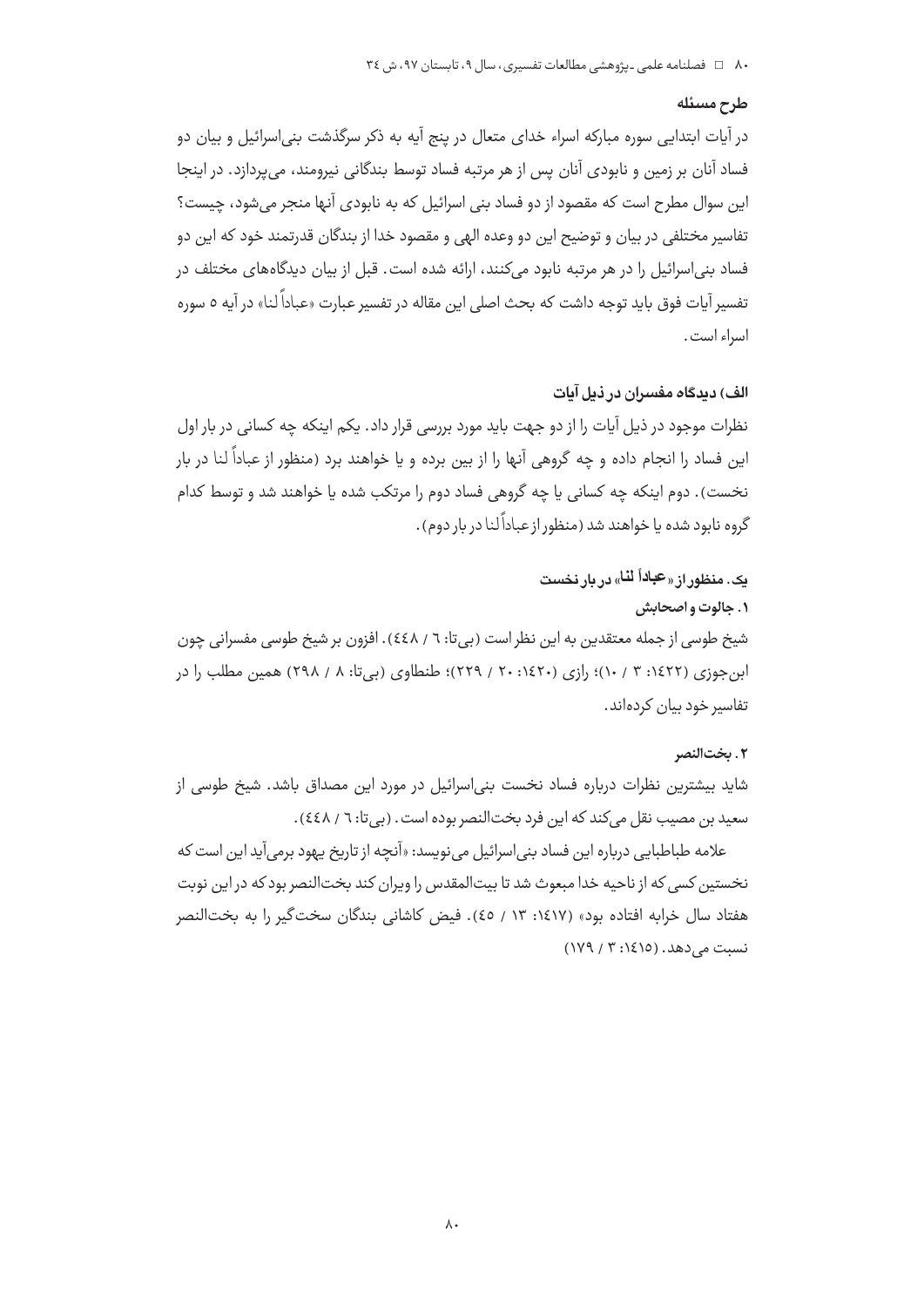## طرح مسئله

در آیات ابتدایی سوره مبارکه اسراء خدای متعال در پنج آیه به ذکر سرگذشت بنی‌اسرائیل و بیان دو فساد آنان بر زمین و نابودی آنان پس از هر مرتبه فساد توسط بندگانی نیرومند، می‌پردازد. در اینجا این سوال مطرح است که مقصود از دو فساد بنی اسرائیل که به نابودی آنها منجر می‌شود، چیست؟ تفاسیر مختلفی در بیان و توضیح این دو وعده الهی و مقصود خدا از بندگان قدرتمند خود که این دو فساد بنی‌اسرائیل را در هر مرتبه نابود می‌کنند، ارائه شده است. قبل از بیان دیدگاه‌های مختلف در تفسیر آیات فوق باید توجه داشت که بحث اصلی این مقاله در تفسیر عبارت «عباداً لنا» در آیه ۵ سوره اسراء است.

## الف) دیدگاه مفسران در ذیل آیات

نظرات موجود در ذیل آیات را از دو جهت باید مورد بررسی قرار داد. یکم اینکه چه کسانی در بار اول این فساد را انجام داده و چه گروهی آنها را از بین برده و یا خواهند برد (منظور از عباداً لنا در بار نخست). دوم اینکه چه کسانی یا چه گروهی فساد دوم را مرتکب شده یا خواهند شد و توسط کدام گروه نابود شده یا خواهند شد (منظور از عباداً لنا در بار دوم).

### یک. منظور از «عباداً لنا» در بار نخست

#### ۱. جالوت و اصحابش

شیخ طوسی از جمله معتقدین به این نظر است (بی‌تا: ٦ / ٤٤٨). افزون بر شیخ طوسی مفسرانی چون ابن‌جوزی (١٤٢٢: ٣ / ١٠)؛ رازی (١٤٢٠: ٢٠ / ٢٢٩)؛ طنطاوی (بی‌تا: ٨ / ٢٩٨) همین مطلب را در تفاسیر خود بیان کرده‌اند.

#### ۲. بخت‌النصر

شاید بیشترین نظرات درباره فساد نخست بنی‌اسرائیل در مورد این مصداق باشد. شیخ طوسی از سعید بن مصیب نقل می‌کند که این فرد بخت‌النصر بوده است. (بی‌تا: ٦ / ٤٤٨).

علامه طباطبایی درباره این فساد بنی‌اسرائیل می‌نویسد: «آنچه از تاریخ یهود برمی‌آید این است که نخستین کسی که از ناحیه خدا مبعوث شد تا بیت‌المقدس را ویران کند بخت‌النصر بود که در این نوبت هفتاد سال خرابه افتاده بود» (١٤١٧: ١٣ / ٤٥). فیض کاشانی بندگان سخت‌گیر را به بخت‌النصر نسبت می‌دهد. (١٤١٥: ٣ / ١٧٩)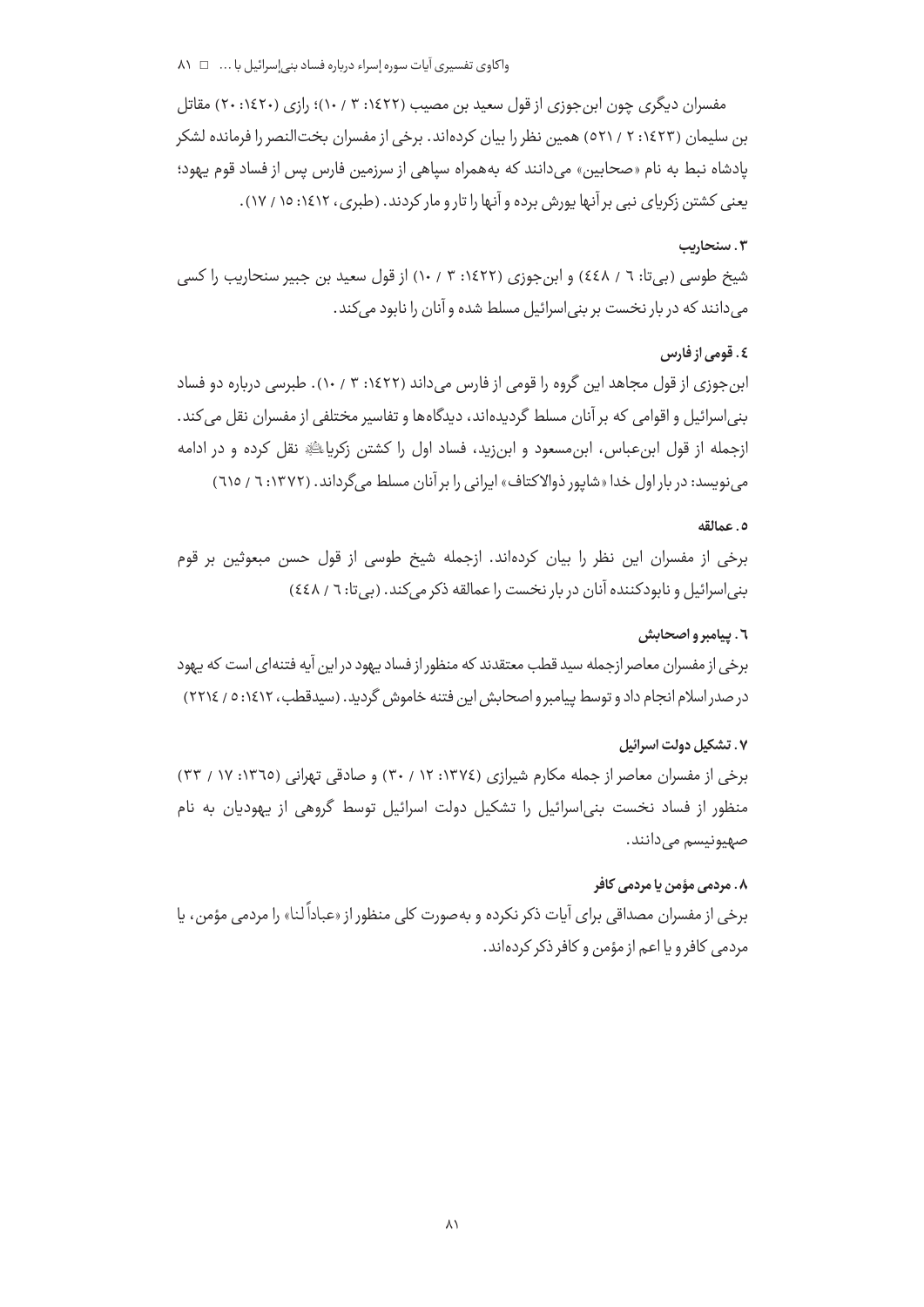مفسران دیگری چون ابن‌جوزی از قول سعید بن مصیب (١٤٢٢: ٣ / ١٠)؛ رازی (١٤٢٠: ٢٠) مقاتل بن سلیمان (١٤٢٣: ٢ / ٥٢١) همین نظر را بیان کرده‌اند. برخی از مفسران بخت‌النصر را فرمانده لشکر پادشاه نبط به نام «صحابین» می‌دانند که به‌همراه سپاهی از سرزمین فارس پس از فساد قوم یهود؛ یعنی کشتن زکریای نبی بر آنها یورش برده و آنها را تار و مار کردند. (طبری، ١٤١٢: ١٥ / ١٧).

#### ٣. سنحاریب

شیخ طوسی (بی‌تا: ٦ / ٤٤٨) و ابن‌جوزی (١٤٢٢: ٣ / ١٠) از قول سعید بن جبیر سنحاریب را کسی می‌دانند که در بار نخست بر بنی‌اسرائیل مسلط شده و آنان را نابود می‌کند.

#### ٤. قومی از فارس

ابن‌جوزی از قول مجاهد این گروه را قومی از فارس می‌داند (١٤٢٢: ٣ / ١٠). طبرسی درباره دو فساد بنی‌اسرائیل و اقوامی که بر آنان مسلط گردیده‌اند، دیدگاه‌ها و تفاسیر مختلفی از مفسران نقل می‌کند. ازجمله از قول ابن‌عباس، ابن‌مسعود و ابن‌زید، فساد اول را کشتن زکریا ﷺ نقل کرده و در ادامه می‌نویسد: در بار اول خدا «شاپور ذوالاکتاف» ایرانی را بر آنان مسلط می‌گرداند. (١٣٧٢: ٦ / ٦١٥)

#### ٥. عمالقه

برخی از مفسران این نظر را بیان کرده‌اند. ازجمله شیخ طوسی از قول حسن مبعوثین بر قوم بنی‌اسرائیل و نابودکننده آنان در بار نخست را عمالقه ذکر می‌کند. (بی‌تا: ٦ / ٤٤٨)

#### ٦. پیامبر و اصحابش

برخی از مفسران معاصر ازجمله سید قطب معتقدند که منظور از فساد یهود در این آیه فتنه‌ای است که یهود در صدر اسلام انجام داد و توسط پیامبر و اصحابش این فتنه خاموش گردید. (سیدقطب، ١٤١٢: ٥ / ٢٢١٤)

#### ٧. تشکیل دولت اسرائیل

برخی از مفسران معاصر از جمله مکارم شیرازی (١٣٧٤: ١٢ / ٣٠) و صادقی تهرانی (١٣٦٥: ١٧ / ٣٣) منظور از فساد نخست بنی‌اسرائیل را تشکیل دولت اسرائیل توسط گروهی از یهودیان به نام صهیونیسم می‌دانند.

#### ٨. مردمی مؤمن یا مردمی کافر

برخی از مفسران مصداقی برای آیات ذکر نکرده و به‌صورت کلی منظور از «عباداً لنا» را مردمی مؤمن، یا مردمی کافر و یا اعم از مؤمن و کافر ذکر کرده‌اند.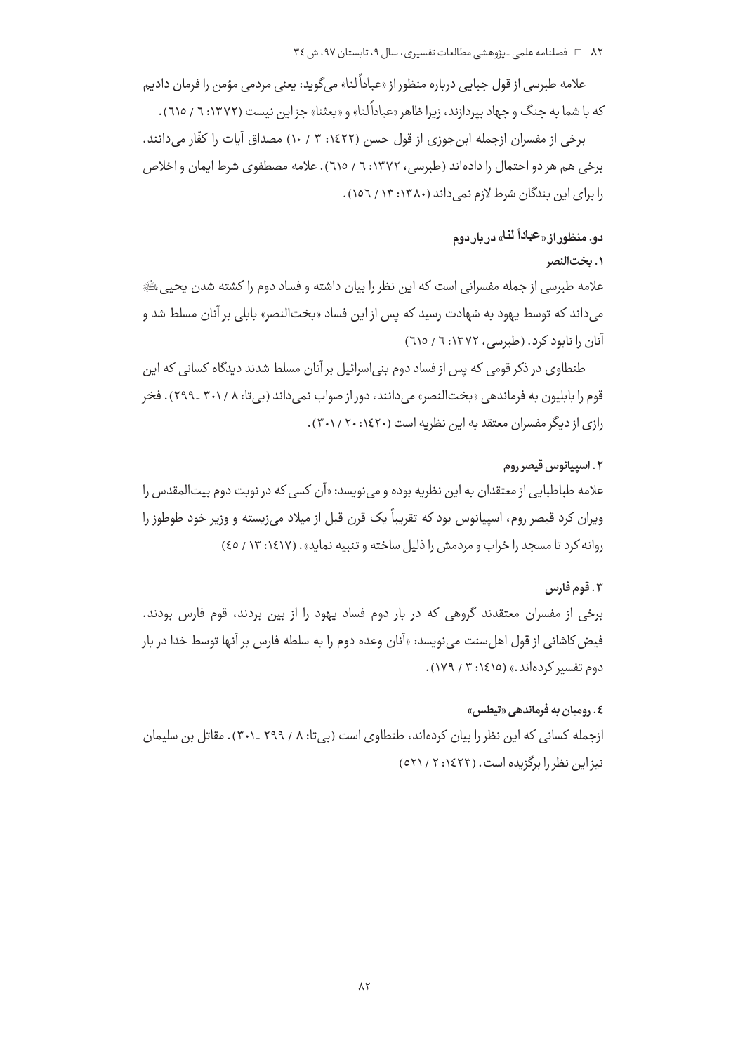علامه طبرسی از قول جبایی درباره منظور از «عباداً لنا» می‌گوید: یعنی مردمی مؤمن را فرمان دادیم که با شما به جنگ و جهاد بپردازند، زیرا ظاهر «عباداً لنا» و «بعثنا» جز این نیست (۱۳۷۲: ۶ / ۶۱۵).

برخی از مفسران ازجمله ابن‌جوزی از قول حسن (۱۴۲۲: ۳ / ۱۰) مصداق آیات را کفّار می‌دانند. برخی هم هر دو احتمال را داده‌اند (طبرسی، ۱۳۷۲: ۶ / ۶۱۵). علامه مصطفوی شرط ایمان و اخلاص را برای این بندگان شرط لازم نمی‌داند (۱۳۸۰: ۱۳ / ۱۵۶).

## دو. منظور از «عباداً لنا» در بار دوم

### ۱. بخت‌النصر

علامه طبرسی از جمله مفسرانی است که این نظر را بیان داشته و فساد دوم را کشته شدن یحیی علیه السلام می‌داند که توسط یهود به شهادت رسید که پس از این فساد «بخت‌النصر» بابلی بر آنان مسلط شد و آنان را نابود کرد. (طبرسی، ۱۳۷۲: ۶ / ۶۱۵)

طنطاوی در ذکر قومی که پس از فساد دوم بنی‌اسرائیل بر آنان مسلط شدند دیدگاه کسانی که این قوم را بابلیون به فرماندهی «بخت‌النصر» می‌دانند، دور از صواب نمی‌داند (بی‌تا: ۸ / ۳۰۱ ـ ۲۹۹). فخر رازی از دیگر مفسران معتقد به این نظریه است (۱۴۲۰: ۲۰ / ۳۰۱).

### ۲. اسپیانوس قیصر روم

علامه طباطبایی از معتقدان به این نظریه بوده و می‌نویسد: «آن کسی که در نوبت دوم بیت‌المقدس را ویران کرد قیصر روم، اسپیانوس بود که تقریباً یک قرن قبل از میلاد می‌زیسته و وزیر خود طوطوز را روانه کرد تا مسجد را خراب و مردمش را ذلیل ساخته و تنبیه نماید». (۱۴۱۷: ۱۳ / ۴۵)

### ۳. قوم فارس

برخی از مفسران معتقدند گروهی که در بار دوم فساد یهود را از بین بردند، قوم فارس بودند. فیض کاشانی از قول اهل‌سنت می‌نویسد: «آنان وعده دوم را به سلطه فارس بر آنها توسط خدا در بار دوم تفسیر کرده‌اند.» (۱۴۱۵: ۳ / ۱۷۹).

### ۴. رومیان به فرماندهی «تیطس»

ازجمله کسانی که این نظر را بیان کرده‌اند، طنطاوی است (بی‌تا: ۸ / ۲۹۹ ـ ۳۰۱). مقاتل بن سلیمان نیز این نظر را برگزیده است. (۱۴۲۳: ۲ / ۵۲۱)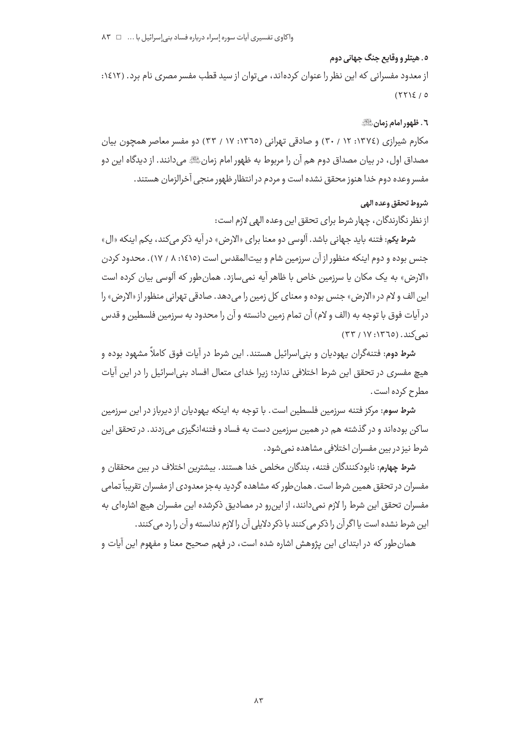**۵. هیتلر و وقایع جنگ جهانی دوم**

از معدود مفسرانی که این نظر را عنوان کرده‌اند، می‌توان از سید قطب مفسر مصری نام برد. (۱۴۱۲: ۲۲۱۴ / ۵)

**۶. ظهور امام زمان ﷺ**

مکارم شیرازی (۱۳۷۴: ۱۲ / ۳۰) و صادقی تهرانی (۱۳۶۵: ۱۷ / ۳۳) دو مفسر معاصر همچون بیان مصداق اول، در بیان مصداق دوم هم آن را مربوط به ظهور امام زمان ﷺ می‌دانند. از دیدگاه این دو مفسر وعده دوم خدا هنوز محقق نشده است و مردم در انتظار ظهور منجی آخرالزمان هستند.

**شروط تحقق وعده الهی**

از نظر نگارندگان، چهار شرط برای تحقق این وعده الهی لازم است:

**شرط یکم**: فتنه باید جهانی باشد. آلوسی دو معنا برای «الارض» در آیه ذکر می‌کند، یکم اینکه «ال» جنس بوده و دوم اینکه منظور از آن سرزمین شام و بیت‌المقدس است (۱۴۱۵: ۸ / ۱۷). محدود کردن «الارض» به یک مکان یا سرزمین خاص با ظاهر آیه نمی‌سازد. همان‌طور که آلوسی بیان کرده است این الف و لام در «الارض» جنس بوده و معنای کل زمین را می‌دهد. صادقی تهرانی منظور از «الارض» را در آیات فوق با توجه به (الف و لام) آن تمام زمین دانسته و آن را محدود به سرزمین فلسطین و قدس نمی‌کند. (۱۳۶۵: ۱۷ / ۳۳)

**شرط دوم**: فتنه‌گران یهودیان و بنی‌اسرائیل هستند. این شرط در آیات فوق کاملاً مشهود بوده و هیچ مفسری در تحقق این شرط اختلافی ندارد؛ زیرا خدای متعال افساد بنی‌اسرائیل را در این آیات مطرح کرده است.

**شرط سوم**: مرکز فتنه سرزمین فلسطین است. با توجه به اینکه یهودیان از دیرباز در این سرزمین ساکن بوده‌اند و در گذشته هم در همین سرزمین دست به فساد و فتنه‌انگیزی می‌زدند. در تحقق این شرط نیز در بین مفسران اختلافی مشاهده نمی‌شود.

**شرط چهارم**: نابودکنندگان فتنه، بندگان مخلص خدا هستند. بیشترین اختلاف در بین محققان و مفسران در تحقق همین شرط است. همان‌طور که مشاهده گردید به‌جز معدودی از مفسران تقریباً تمامی مفسران تحقق این شرط را لازم نمی‌دانند، از این‌رو در مصادیق ذکرشده این مفسران هیچ اشاره‌ای به این شرط نشده است یا اگر آن را ذکر می‌کنند با ذکر دلایلی آن را لازم ندانسته و آن را رد می‌کنند.

همان‌طور که در ابتدای این پژوهش اشاره شده است، در فهم صحیح معنا و مفهوم این آیات و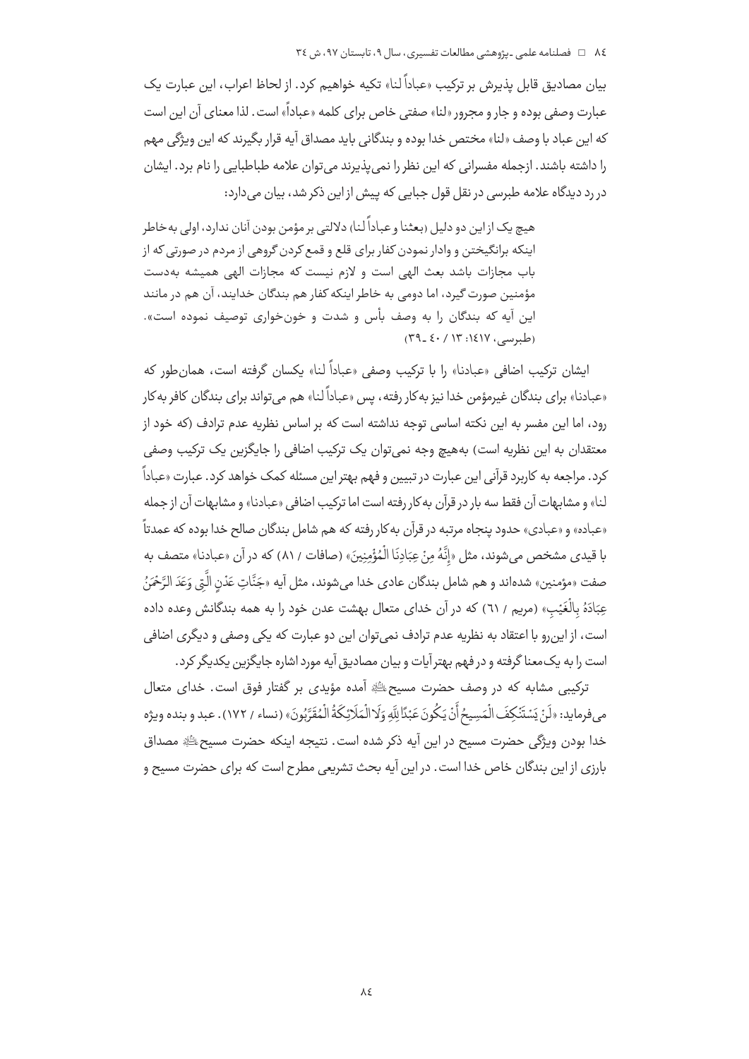بیان مصادیق قابل پذیرش بر ترکیب «عباداً لنا» تکیه خواهیم کرد. از لحاظ اعراب، این عبارت یک عبارت وصفی بوده و جار و مجرور «لنا» صفتی خاص برای کلمه «عباداً» است. لذا معنای آن این است که این عباد با وصف «لنا» مختص خدا بوده و بندگانی باید مصداق آیه قرار بگیرند که این ویژگی مهم را داشته باشند. ازجمله مفسرانی که این نظر را نمی‌پذیرند می‌توان علامه طباطبایی را نام برد. ایشان در رد دیدگاه علامه طبرسی در نقل قول جبایی که پیش از این ذکر شد، بیان می‌دارد:

> هیچ یک از این دو دلیل (بعثنا و عباداً لنا) دلالتی بر مؤمن بودن آنان ندارد، اولی به‌خاطر اینکه برانگیختن و وادار نمودن کفار برای قلع و قمع کردن گروهی از مردم در صورتی که از باب مجازات باشد بعث الهی است و لازم نیست که مجازات الهی همیشه به‌دست مؤمنین صورت گیرد، اما دومی به خاطر اینکه کفار هم بندگان خدایند، آن هم در مانند این آیه که بندگان را به وصف بأس و شدت و خون‌خواری توصیف نموده است». (طبرسی، ۱۴۱۷: ۱۳ / ۴۰ ـ ۳۹)

ایشان ترکیب اضافی «عبادنا» را با ترکیب وصفی «عباداً لنا» یکسان گرفته است، همان‌طور که «عبادنا» برای بندگان غیرمؤمن خدا نیز به‌کار رفته، پس «عباداً لنا» هم می‌تواند برای بندگان کافر به‌کار رود، اما این مفسر به این نکته اساسی توجه نداشته است که بر اساس نظریه عدم ترادف (که خود از معتقدان به این نظریه است) به‌هیچ وجه نمی‌توان یک ترکیب اضافی را جایگزین یک ترکیب وصفی کرد. مراجعه به کاربرد قرآنی این عبارت در تبیین و فهم بهتر این مسئله کمک خواهد کرد. عبارت «عباداً لنا» و مشابهات آن فقط سه بار در قرآن به‌کار رفته است اما ترکیب اضافی «عبادنا» و مشابهات آن از جمله «عباده» و «عبادی» حدود پنجاه مرتبه در قرآن به‌کار رفته که هم شامل بندگان صالح خدا بوده که عمدتاً با قیدی مشخص می‌شوند، مثل «إِنَّهُ مِنْ عِبَادِنَا الْمُؤْمِنِينَ» (صافات / ۸۱) که در آن «عبادنا» متصف به صفت «مؤمنین» شده‌اند و هم شامل بندگان عادی خدا می‌شوند، مثل آیه «جَنَّاتِ عَدْنٍ الَّتِي وَعَدَ الرَّحْمَنُ عِبَادَهُ بِالْغَيْبِ» (مریم / ۶۱) که در آن خدای متعال بهشت عدن خود را به همه بندگانش وعده داده است، از این‌رو با اعتقاد به نظریه عدم ترادف نمی‌توان این دو عبارت که یکی وصفی و دیگری اضافی است را به یک‌معنا گرفته و در فهم بهتر آیات و بیان مصادیق آیه مورد اشاره جایگزین یکدیگر کرد.

ترکیبی مشابه که در وصف حضرت مسیح علیه‌السلام آمده مؤیدی بر گفتار فوق است. خدای متعال می‌فرماید: «لَنْ يَسْتَنْكِفَ الْمَسِيحُ أَنْ يَكُونَ عَبْدًا لِلَّهِ وَلَا الْمَلَائِكَةُ الْمُقَرَّبُونَ» (نساء / ۱۷۲). عبد و بنده ویژه خدا بودن ویژگی حضرت مسیح در این آیه ذکر شده است. نتیجه اینکه حضرت مسیح علیه‌السلام مصداق بارزی از این بندگان خاص خدا است. در این آیه بحث تشریعی مطرح است که برای حضرت مسیح و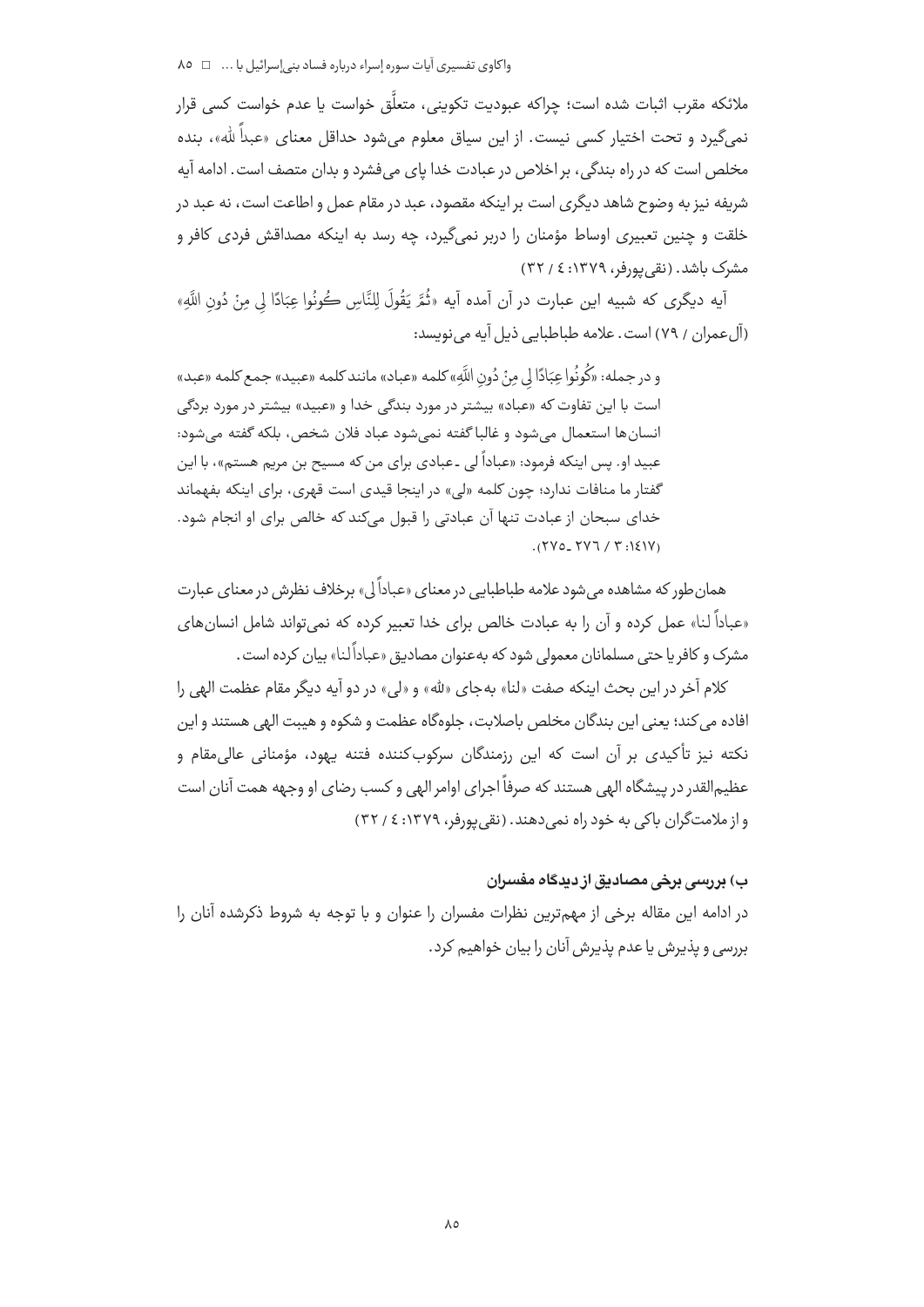ملائکه مقرب اثبات شده است؛ چراکه عبودیت تکوینی، متعلّق خواست یا عدم خواست کسی قرار نمی‌گیرد و تحت اختیار کسی نیست. از این سیاق معلوم می‌شود حداقل معنای «عبداً لله»، بنده مخلص است که در راه بندگی، بر اخلاص در عبادت خدا پای می‌فشرد و بدان متصف است. ادامه آیه شریفه نیز به وضوح شاهد دیگری است بر اینکه مقصود، عبد در مقام عمل و اطاعت است، نه عبد در خلقت و چنین تعبیری اوساط مؤمنان را دربر نمی‌گیرد، چه رسد به اینکه مصداقش فردی کافر و مشرک باشد. (نقی‌پورفر، ۱۳۷۹: ٤ / ۳۲)

آیه دیگری که شبیه این عبارت در آن آمده آیه «ثُمَّ يَقُولَ لِلنَّاسِ كُونُوا عِبَادًا لِي مِنْ دُونِ اللَّهِ» (آل‌عمران / ۷۹) است. علامه طباطبایی ذیل آیه می‌نویسد:

> و در جمله: «كُونُوا عِبَادًا لِي مِنْ دُونِ اللَّهِ» کلمه «عباد» مانند کلمه «عبید» جمع کلمه «عبد» است با این تفاوت که «عباد» بیشتر در مورد بندگی خدا و «عبید» بیشتر در مورد بردگی انسان‌ها استعمال می‌شود و غالبا گفته نمی‌شود عباد فلان شخص، بلکه گفته می‌شود: عبید او. پس اینکه فرمود: «عباداً لی ـ عبادی برای من که مسیح بن مریم هستم»، با این گفتار ما منافات ندارد؛ چون کلمه «لی» در اینجا قیدی است قهری، برای اینکه بفهماند خدای سبحان از عبادت تنها آن عبادتی را قبول می‌کند که خالص برای او انجام شود. (۱٤۱۷: ۳ / ۲۷٦ ـ ۲۷٥).

همان‌طور که مشاهده می‌شود علامه طباطبایی در معنای «عباداً لی» برخلاف نظرش در معنای عبارت «عباداً لنا» عمل کرده و آن را به عبادت خالص برای خدا تعبیر کرده که نمی‌تواند شامل انسان‌های مشرک و کافر یا حتی مسلمانان معمولی شود که به‌عنوان مصادیق «عباداً لنا» بیان کرده است.

کلام آخر در این بحث اینکه صفت «لنا» به‌جای «لله» و «لی» در دو آیه دیگر مقام عظمت الهی را افاده می‌کند؛ یعنی این بندگان مخلص باصلابت، جلوه‌گاه عظمت و شکوه و هیبت الهی هستند و این نکته نیز تأکیدی بر آن است که این رزمندگان سرکوب‌کننده فتنه یهود، مؤمنانی عالی‌مقام و عظیم‌القدر در پیشگاه الهی هستند که صرفاً اجرای اوامر الهی و کسب رضای او وجهه همت آنان است و از ملامت‌گران باکی به خود راه نمی‌دهند. (نقی‌پورفر، ۱۳۷۹: ٤ / ۳۲)

### ب) بررسی برخی مصادیق از دیدگاه مفسران

در ادامه این مقاله برخی از مهم‌ترین نظرات مفسران را عنوان و با توجه به شروط ذکرشده آنان را بررسی و پذیرش یا عدم پذیرش آنان را بیان خواهیم کرد.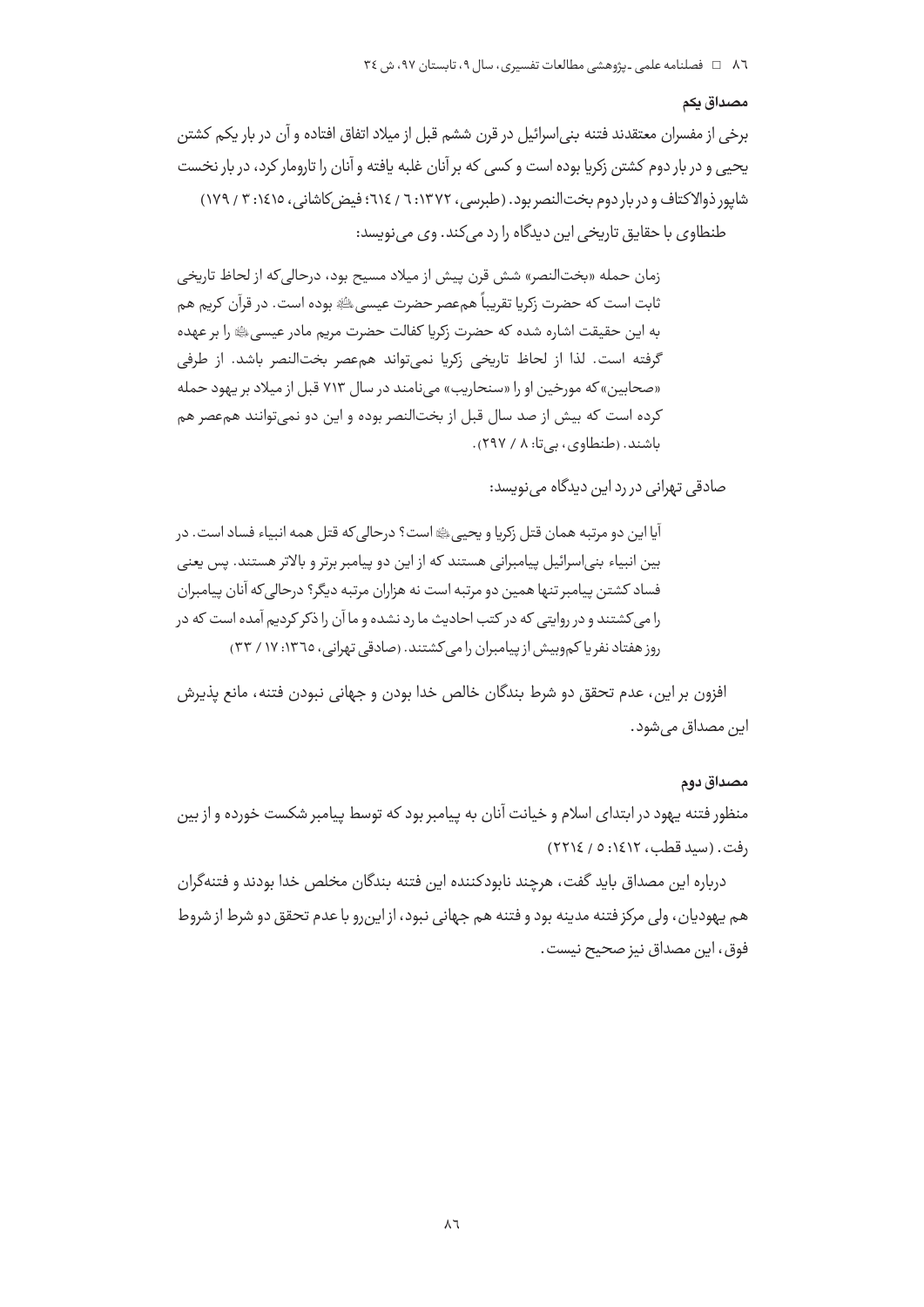### مصداق یکم

برخی از مفسران معتقدند فتنه بنی‌اسرائیل در قرن ششم قبل از میلاد اتفاق افتاده و آن در بار یکم کشتن یحیی و در بار دوم کشتن زکریا بوده است و کسی که بر آنان غلبه یافته و آنان را تارومار کرد، در بار نخست شاپور ذوالاکتاف و در بار دوم بخت‌النصر بود. (طبرسی، ۱۳۷۲: ۶ / ۶۱۴؛ فیض‌کاشانی، ۱۴۱۵: ۳ / ۱۷۹)

طنطاوی با حقایق تاریخی این دیدگاه را رد می‌کند. وی می‌نویسد:

> زمان حمله «بخت‌النصر» شش قرن پیش از میلاد مسیح بود، درحالی‌که از لحاظ تاریخی ثابت است که حضرت زکریا تقریباً هم‌عصر حضرت عیسی علیه‌السلام بوده است. در قرآن کریم هم به این حقیقت اشاره شده که حضرت زکریا کفالت حضرت مریم مادر عیسی علیه‌السلام را بر عهده گرفته است. لذا از لحاظ تاریخی زکریا نمی‌تواند هم‌عصر بخت‌النصر باشد. از طرفی «صحابین» که مورخین او را «سنحاریب» می‌نامند در سال ۷۱۳ قبل از میلاد بر یهود حمله کرده است که بیش از صد سال قبل از بخت‌النصر بوده و این دو نمی‌توانند هم‌عصر هم باشند. (طنطاوی، بی‌تا: ۸ / ۲۹۷).

صادقی تهرانی در رد این دیدگاه می‌نویسد:

> آیا این دو مرتبه همان قتل زکریا و یحیی علیهماالسلام است؟ درحالی‌که قتل همه انبیاء فساد است. در بین انبیاء بنی‌اسرائیل پیامبرانی هستند که از این دو پیامبر برتر و بالاتر هستند. پس یعنی فساد کشتن پیامبر تنها همین دو مرتبه است نه هزاران مرتبه دیگر؟ درحالی‌که آنان پیامبران را می‌کشتند و در روایتی که در کتب احادیث ما رد نشده و ما آن را ذکر کردیم آمده است که در روز هفتاد نفر یا کم‌وبیش از پیامبران را می‌کشتند. (صادقی تهرانی، ۱۳۶۵: ۱۷ / ۳۳)

افزون بر این، عدم تحقق دو شرط بندگان خالص خدا بودن و جهانی نبودن فتنه، مانع پذیرش این مصداق می‌شود.

### مصداق دوم

منظور فتنه یهود در ابتدای اسلام و خیانت آنان به پیامبر بود که توسط پیامبر شکست خورده و از بین رفت. (سید قطب، ۱۴۱۲: ۵ / ۲۲۱۴)

درباره این مصداق باید گفت، هرچند نابودکننده این فتنه بندگان مخلص خدا بودند و فتنه‌گران هم یهودیان، ولی مرکز فتنه مدینه بود و فتنه هم جهانی نبود، از این‌رو با عدم تحقق دو شرط از شروط فوق، این مصداق نیز صحیح نیست.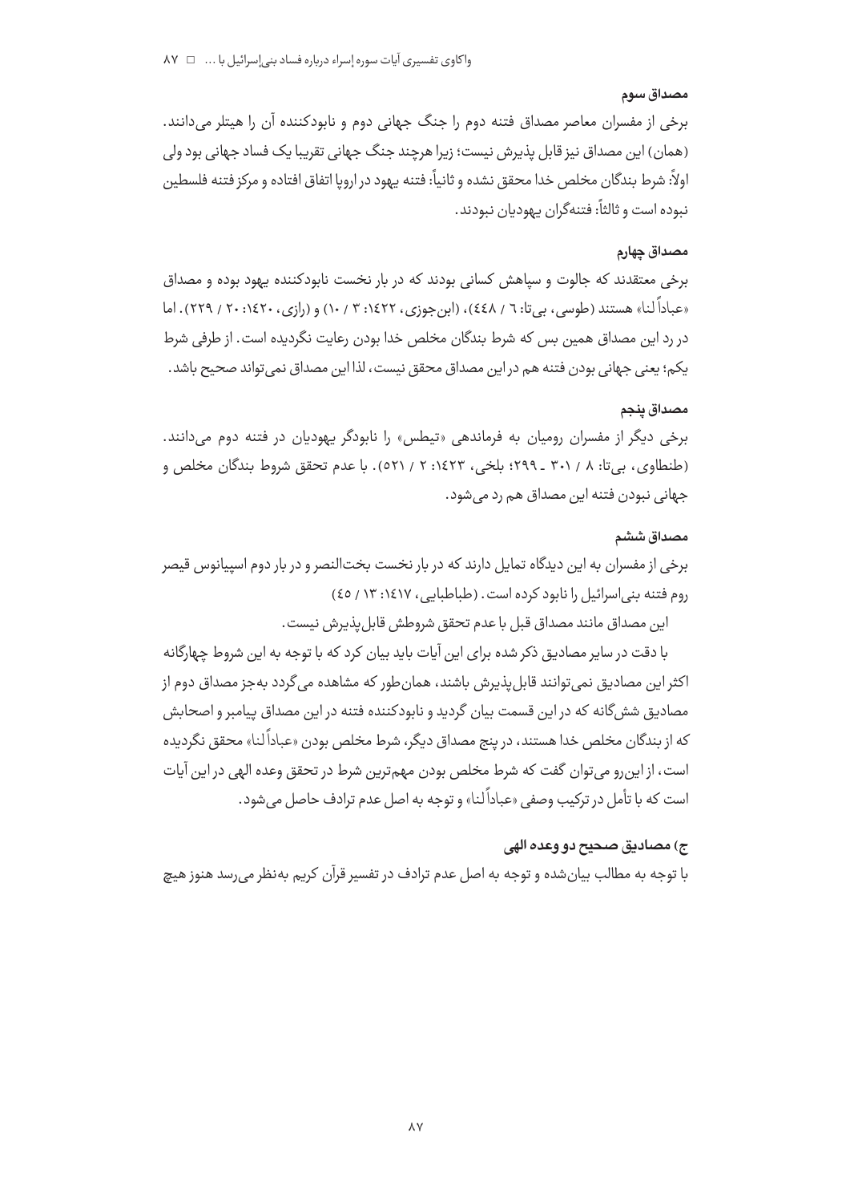#### مصداق سوم

برخی از مفسران معاصر مصداق فتنه دوم را جنگ جهانی دوم و نابودکننده آن را هیتلر می‌دانند. (همان) این مصداق نیز قابل پذیرش نیست؛ زیرا هرچند جنگ جهانی تقریبا یک فساد جهانی بود ولی اولاً: شرط بندگان مخلص خدا محقق نشده و ثانیاً: فتنه یهود در اروپا اتفاق افتاده و مرکز فتنه فلسطین نبوده است و ثالثاً: فتنه‌گران یهودیان نبودند.

#### مصداق چهارم

برخی معتقدند که جالوت و سپاهش کسانی بودند که در بار نخست نابودکننده یهود بوده و مصداق «عباداً لنا» هستند (طوسی، بی‌تا: ٦ / ٤٤٨)، (ابن‌جوزی، ١٤٢٢: ٣ / ١٠) و (رازی، ١٤٢٠: ٢٠ / ٢٢٩). اما در رد این مصداق همین بس که شرط بندگان مخلص خدا بودن رعایت نگردیده است. از طرفی شرط یکم؛ یعنی جهانی بودن فتنه هم در این مصداق محقق نیست، لذا این مصداق نمی‌تواند صحیح باشد.

#### مصداق پنجم

برخی دیگر از مفسران رومیان به فرماندهی «تیطس» را نابودگر یهودیان در فتنه دوم می‌دانند. (طنطاوی، بی‌تا: ٨ / ٣٠١ ـ ٢٩٩؛ بلخی، ١٤٢٣: ٢ / ٥٢١). با عدم تحقق شروط بندگان مخلص و جهانی نبودن فتنه این مصداق هم رد می‌شود.

#### مصداق ششم

برخی از مفسران به این دیدگاه تمایل دارند که در بار نخست بخت‌النصر و در بار دوم اسپیانوس قیصر روم فتنه بنی‌اسرائیل را نابود کرده است. (طباطبایی، ١٤١٧: ١٣ / ٤٥)

این مصداق مانند مصداق قبل با عدم تحقق شروطش قابل‌پذیرش نیست.

با دقت در سایر مصادیق ذکر شده برای این آیات باید بیان کرد که با توجه به این شروط چهارگانه اکثر این مصادیق نمی‌توانند قابل‌پذیرش باشند، همان‌طور که مشاهده می‌گردد به‌جز مصداق دوم از مصادیق شش‌گانه که در این قسمت بیان گردید و نابودکننده فتنه در این مصداق پیامبر و اصحابش که از بندگان مخلص خدا هستند، در پنج مصداق دیگر، شرط مخلص بودن «عباداً لنا» محقق نگردیده است، از این‌رو می‌توان گفت که شرط مخلص بودن مهم‌ترین شرط در تحقق وعده الهی در این آیات است که با تأمل در ترکیب وصفی «عباداً لنا» و توجه به اصل عدم ترادف حاصل می‌شود.

### ج) مصادیق صحیح دو وعده الهی

با توجه به مطالب بیان‌شده و توجه به اصل عدم ترادف در تفسیر قرآن کریم به‌نظر می‌رسد هنوز هیچ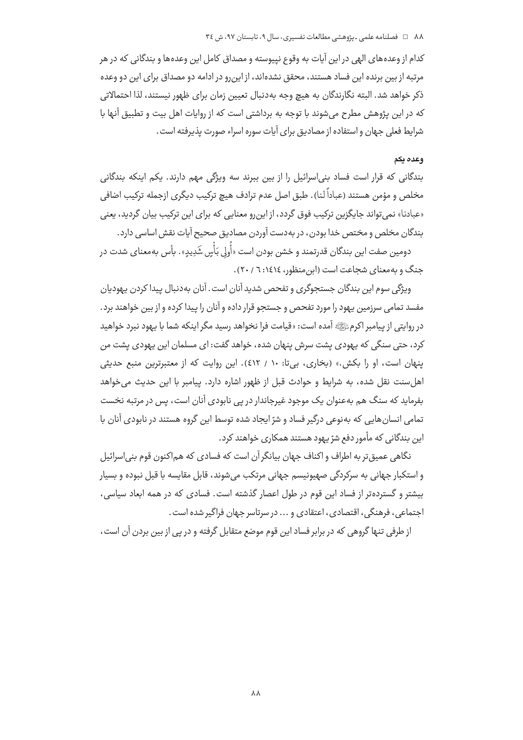کدام از وعده‌های الهی در این آیات به وقوع نپیوسته و مصداق کامل این وعده‌ها و بندگانی که در هر مرتبه از بین برنده این فساد هستند، محقق نشده‌اند، از این‌رو در ادامه دو مصداق برای این دو وعده ذکر خواهد شد. البته نگارندگان به هیچ وجه به‌دنبال تعیین زمان برای ظهور نیستند، لذا احتمالاتی که در این پژوهش مطرح می‌شوند با توجه به برداشتی است که از روایات اهل بیت و تطبیق آنها با شرایط فعلی جهان و استفاده از مصادیق برای آیات سوره اسراء صورت پذیرفته است.

#### وعده یکم

بندگانی که قرار است فساد بنی‌اسرائیل را از بین ببرند سه ویژگی مهم دارند. یکم اینکه بندگانی مخلص و مؤمن هستند (عباداً لنا). طبق اصل عدم ترادف هیچ ترکیب دیگری ازجمله ترکیب اضافی «عبادنا» نمی‌تواند جایگزین ترکیب فوق گردد، از این‌رو معنایی که برای این ترکیب بیان گردید، یعنی بندگان مخلص و مختص خدا بودن، در به‌دست آوردن مصادیق صحیح آیات نقش اساسی دارد.

دومین صفت این بندگان قدرتمند و خشن بودن است «أُولِي بَأْسٍ شَدِيدٍ». بأس به‌معنای شدت در جنگ و به‌معنای شجاعت است (ابن‌منظور، ۱۴۱۴: ۶ / ۲۰).

ویژگی سوم این بندگان جستجوگری و تفحص شدید آنان است. آنان به‌دنبال پیدا کردن یهودیان مفسد تمامی سرزمین یهود را مورد تفحص و جستجو قرار داده و آنان را پیدا کرده و از بین خواهند برد. در روایتی از پیامبر اکرمﷺ آمده است: «قیامت فرا نخواهد رسید مگر اینکه شما با یهود نبرد خواهید کرد، حتی سنگی که یهودی پشت سرش پنهان شده، خواهد گفت: ای مسلمان این یهودی پشت من پنهان است، او را بکش.» (بخاری، بی‌تا: ۱۰ / ۴۱۲). این روایت که از معتبرترین منبع حدیثی اهل‌سنت نقل شده، به شرایط و حوادث قبل از ظهور اشاره دارد. پیامبر با این حدیث می‌خواهد بفرماید که سنگ هم به‌عنوان یک موجود غیرجاندار در پی نابودی آنان است، پس در مرتبه نخست تمامی انسان‌هایی که به‌نوعی درگیر فساد و شرّ ایجاد شده توسط این گروه هستند در نابودی آنان با این بندگانی که مأمور دفع شرّ یهود هستند همکاری خواهند کرد.

نگاهی عمیق‌تر به اطراف و اکناف جهان بیانگر آن است که فسادی که هم‌اکنون قوم بنی‌اسرائیل و استکبار جهانی به سرکردگی صهیونیسم جهانی مرتکب می‌شوند، قابل مقایسه با قبل نبوده و بسیار بیشتر و گسترده‌تر از فساد این قوم در طول اعصار گذشته است. فسادی که در همه ابعاد سیاسی، اجتماعی، فرهنگی، اقتصادی، اعتقادی و ... در سرتاسر جهان فراگیر شده است.

از طرفی تنها گروهی که در برابر فساد این قوم موضع متقابل گرفته و در پی از بین بردن آن است،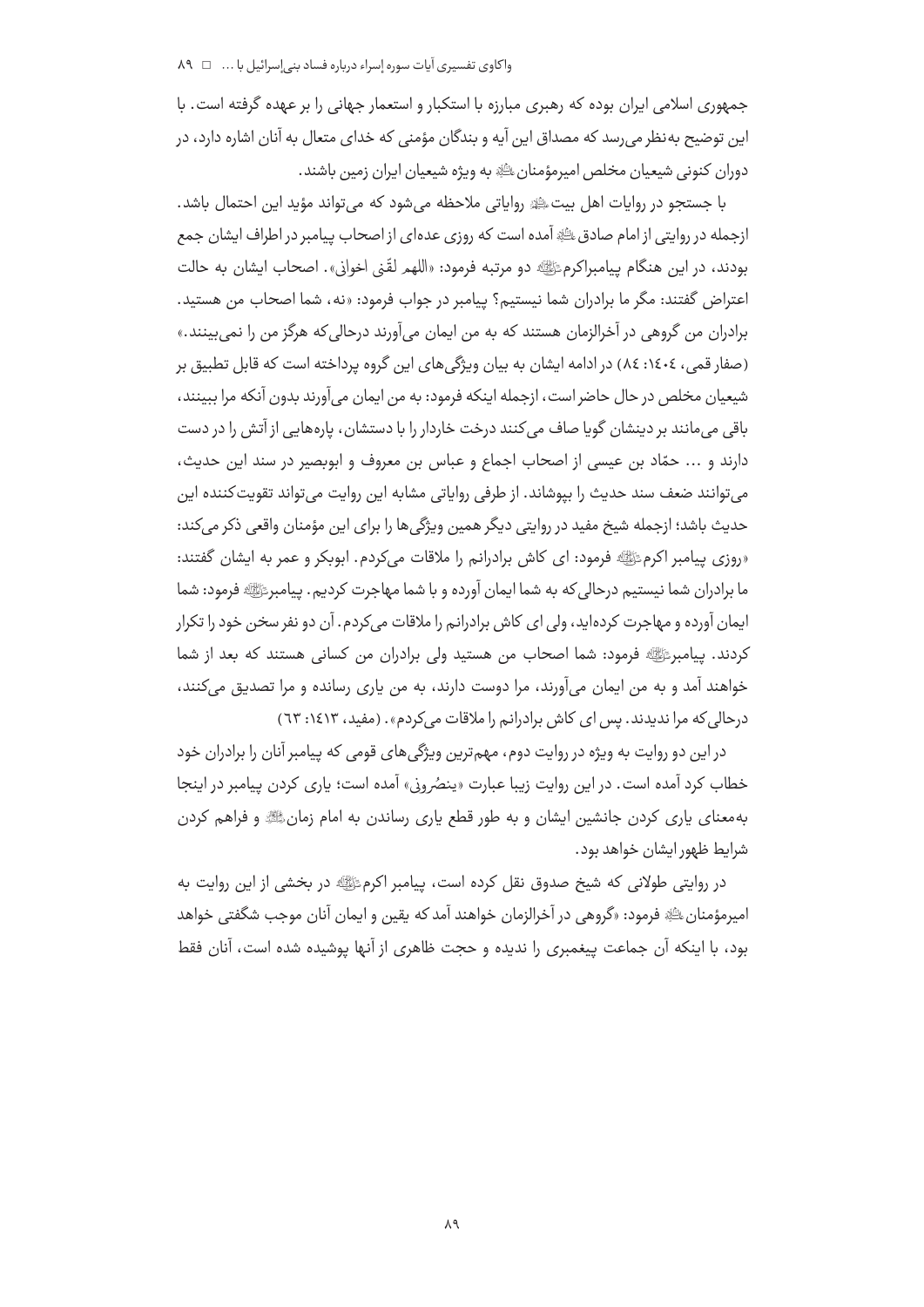جمهوری اسلامی ایران بوده که رهبری مبارزه با استکبار و استعمار جهانی را بر عهده گرفته است. با این توضیح به‌نظر می‌رسد که مصداق این آیه و بندگان مؤمنی که خدای متعال به آنان اشاره دارد، در دوران کنونی شیعیان مخلص امیرمؤمنان علیه السلام به ویژه شیعیان ایران زمین باشند.

با جستجو در روایات اهل بیت علیهم السلام روایاتی ملاحظه می‌شود که می‌تواند مؤید این احتمال باشد. ازجمله در روایتی از امام صادق علیه السلام آمده است که روزی عده‌ای از اصحاب پیامبر در اطراف ایشان جمع بودند، در این هنگام پیامبراکرم صلی الله علیه و آله دو مرتبه فرمود: «اللهم لقّنی اخوانی». اصحاب ایشان به حالت اعتراض گفتند: مگر ما برادران شما نیستیم؟ پیامبر در جواب فرمود: «نه، شما اصحاب من هستید. برادران من گروهی در آخرالزمان هستند که به من ایمان می‌آورند درحالی‌که هرگز من را نمی‌بینند.» (صفار قمی، ۱۴۰۴: ۸۴) در ادامه ایشان به بیان ویژگی‌های این گروه پرداخته است که قابل تطبیق بر شیعیان مخلص در حال حاضر است، ازجمله اینکه فرمود: به من ایمان می‌آورند بدون آنکه مرا ببینند، باقی می‌مانند بر دینشان گویا صاف می‌کنند درخت خاردار را با دستشان، پاره‌هایی از آتش را در دست دارند و ... حمّاد بن عیسی از اصحاب اجماع و عباس بن معروف و ابوبصیر در سند این حدیث، می‌توانند ضعف سند حدیث را بپوشاند. از طرفی روایاتی مشابه این روایت می‌تواند تقویت‌کننده این حدیث باشد؛ ازجمله شیخ مفید در روایتی دیگر همین ویژگی‌ها را برای این مؤمنان واقعی ذکر می‌کند: «روزی پیامبر اکرم صلی الله علیه و آله فرمود: ای کاش برادرانم را ملاقات می‌کردم. ابوبکر و عمر به ایشان گفتند: ما برادران شما نیستیم درحالی‌که به شما ایمان آورده و با شما مهاجرت کردیم. پیامبر صلی الله علیه و آله فرمود: شما ایمان آورده و مهاجرت کرده‌اید، ولی ای کاش برادرانم را ملاقات می‌کردم. آن دو نفر سخن خود را تکرار کردند. پیامبر صلی الله علیه و آله فرمود: شما اصحاب من هستید ولی برادران من کسانی هستند که بعد از شما خواهند آمد و به من ایمان می‌آورند، مرا دوست دارند، به من یاری رسانده و مرا تصدیق می‌کنند، درحالی‌که مرا ندیدند. پس ای کاش برادرانم را ملاقات می‌کردم». (مفید، ۱۴۱۳: ۶۳)

در این دو روایت به ویژه در روایت دوم، مهم‌ترین ویژگی‌های قومی که پیامبر آنان را برادران خود خطاب کرد آمده است. در این روایت زیبا عبارت «ینصُرونی» آمده است؛ یاری کردن پیامبر در اینجا به‌معنای یاری کردن جانشین ایشان و به طور قطع یاری رساندن به امام زمان عجل الله تعالی فرجه و فراهم کردن شرایط ظهور ایشان خواهد بود.

در روایتی طولانی که شیخ صدوق نقل کرده است، پیامبر اکرم صلی الله علیه و آله در بخشی از این روایت به امیرمؤمنان علیه السلام فرمود: «گروهی در آخرالزمان خواهند آمد که یقین و ایمان آنان موجب شگفتی خواهد بود، با اینکه آن جماعت پیغمبری را ندیده و حجت ظاهری از آنها پوشیده شده است، آنان فقط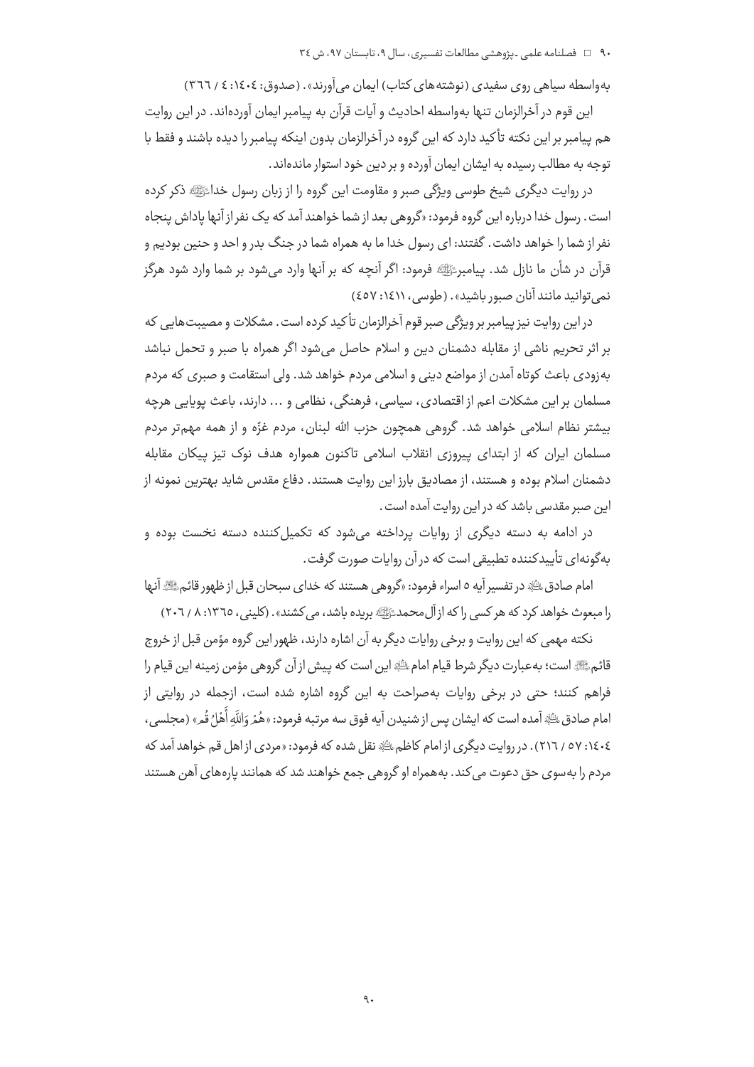به‌واسطه سیاهی روی سفیدی (نوشته‌های کتاب) ایمان می‌آورند». (صدوق: ۱۴۰۴: ۴ / ۳۶۶)

این قوم در آخرالزمان تنها به‌واسطه احادیث و آیات قرآن به پیامبر ایمان آورده‌اند. در این روایت هم پیامبر بر این نکته تأکید دارد که این گروه در آخرالزمان بدون اینکه پیامبر را دیده باشند و فقط با توجه به مطالب رسیده به ایشان ایمان آورده و بر دین خود استوار مانده‌اند.

در روایت دیگری شیخ طوسی ویژگی صبر و مقاومت این گروه را از زبان رسول خدا ﷺ ذکر کرده است. رسول خدا درباره این گروه فرمود: «گروهی بعد از شما خواهند آمد که یک نفر از آنها پاداش پنجاه نفر از شما را خواهد داشت. گفتند: ای رسول خدا ما به همراه شما در جنگ بدر و احد و حنین بودیم و قرآن در شأن ما نازل شد. پیامبر ﷺ فرمود: اگر آنچه که بر آنها وارد می‌شود بر شما وارد شود هرگز نمی‌توانید مانند آنان صبور باشید». (طوسی، ۱۴۱۱: ۴۵۷)

در این روایت نیز پیامبر بر ویژگی صبر قوم آخرالزمان تأکید کرده است. مشکلات و مصیبت‌هایی که بر اثر تحریم ناشی از مقابله دشمنان دین و اسلام حاصل می‌شود اگر همراه با صبر و تحمل نباشد به‌زودی باعث کوتاه آمدن از مواضع دینی و اسلامی مردم خواهد شد. ولی استقامت و صبری که مردم مسلمان بر این مشکلات اعم از اقتصادی، سیاسی، فرهنگی، نظامی و ... دارند، باعث پویایی هرچه بیشتر نظام اسلامی خواهد شد. گروهی همچون حزب الله لبنان، مردم غزّه و از همه مهم‌تر مردم مسلمان ایران که از ابتدای پیروزی انقلاب اسلامی تاکنون همواره هدف نوک تیز پیکان مقابله دشمنان اسلام بوده و هستند، از مصادیق بارز این روایت هستند. دفاع مقدس شاید بهترین نمونه از این صبر مقدسی باشد که در این روایت آمده است.

در ادامه به دسته دیگری از روایات پرداخته می‌شود که تکمیل‌کننده دسته نخست بوده و به‌گونه‌ای تأییدکننده تطبیقی است که در آن روایات صورت گرفت.

امام صادق ؑ در تفسیر آیه ۵ اسراء فرمود: «گروهی هستند که خدای سبحان قبل از ظهور قائم ؑ آنها را مبعوث خواهد کرد که هر کسی را که از آل محمد ﷺ بریده باشد، می‌کشند». (کلینی، ۱۳۶۵: ۸ / ۲۰۶)

نکته مهمی که این روایت و برخی روایات دیگر به آن اشاره دارند، ظهور این گروه مؤمن قبل از خروج قائم ؑ است؛ به‌عبارت دیگر شرط قیام امام ؑ این است که پیش از آن گروهی مؤمن زمینه این قیام را فراهم کنند؛ حتی در برخی روایات به‌صراحت به این گروه اشاره شده است، ازجمله در روایتی از امام صادق ؑ آمده است که ایشان پس از شنیدن آیه فوق سه مرتبه فرمود: «هُمْ وَاللَّهِ أَهْلُ قُم» (مجلسی، ۱۴۰۴: ۵۷ / ۲۱۶). در روایت دیگری از امام کاظم ؑ نقل شده که فرمود: «مردی از اهل قم خواهد آمد که مردم را به‌سوی حق دعوت می‌کند. به‌همراه او گروهی جمع خواهند شد که همانند پاره‌های آهن هستند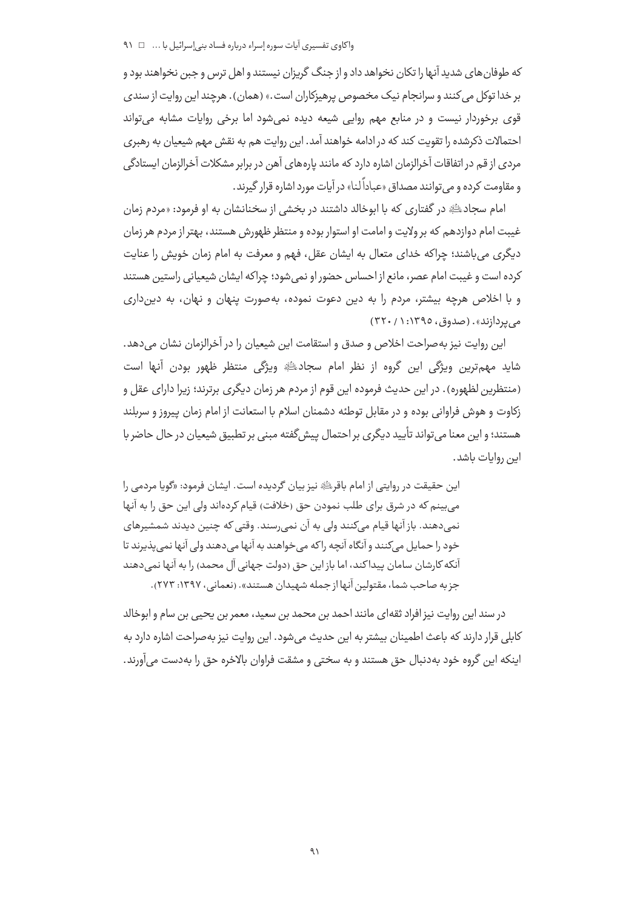که طوفان‌های شدید آنها را تکان نخواهد داد و از جنگ گریزان نیستند و اهل ترس و جبن نخواهند بود و بر خدا توکل می‌کنند و سرانجام نیک مخصوص پرهیزکاران است.» (همان). هرچند این روایت از سندی قوی برخوردار نیست و در منابع مهم روایی شیعه دیده نمی‌شود اما برخی روایات مشابه می‌تواند احتمالات ذکرشده را تقویت کند که در ادامه خواهند آمد. این روایت هم به نقش مهم شیعیان به رهبری مردی از قم در اتفاقات آخرالزمان اشاره دارد که مانند پاره‌های آهن در برابر مشکلات آخرالزمان ایستادگی و مقاومت کرده و می‌توانند مصداق «عباداً لنا» در آیات مورد اشاره قرار گیرند.

امام سجاد ﷺ در گفتاری که با ابوخالد داشتند در بخشی از سخنانشان به او فرمود: «مردم زمان غیبت امام دوازدهم که بر ولایت و امامت او استوار بوده و منتظر ظهورش هستند، بهتر از مردم هر زمان دیگری می‌باشند؛ چراکه خدای متعال به ایشان عقل، فهم و معرفت به امام زمان خویش را عنایت کرده است و غیبت امام عصر، مانع از احساس حضور او نمی‌شود؛ چراکه ایشان شیعیانی راستین هستند و با اخلاص هرچه بیشتر، مردم را به دین دعوت نموده، به‌صورت پنهان و نهان، به دین‌داری می‌پردازند». (صدوق، ۱۳۹۵: ۱ / ۳۲۰)

این روایت نیز به‌صراحت اخلاص و صدق و استقامت این شیعیان را در آخرالزمان نشان می‌دهد. شاید مهم‌ترین ویژگی این گروه از نظر امام سجاد ﷺ ویژگی منتظر ظهور بودن آنها است (منتظرین لظهوره). در این حدیث فرموده این قوم از مردم هر زمان دیگری برترند؛ زیرا دارای عقل و زکاوت و هوش فراوانی بوده و در مقابل توطئه دشمنان اسلام با استعانت از امام زمان پیروز و سربلند هستند؛ و این معنا می‌تواند تأیید دیگری بر احتمال پیش‌گفته مبنی بر تطبیق شیعیان در حال حاضر با این روایات باشد.

> این حقیقت در روایتی از امام باقر ﷺ نیز بیان گردیده است. ایشان فرمود: «گویا مردمی را می‌بینم که در شرق برای طلب نمودن حق (خلافت) قیام کرده‌اند ولی این حق را به آنها نمی‌دهند. باز آنها قیام می‌کنند ولی به آن نمی‌رسند. وقتی که چنین دیدند شمشیرهای خود را حمایل می‌کنند و آنگاه آنچه راکه می‌خواهند به آنها می‌دهند ولی آنها نمی‌پذیرند تا آنکه کارشان سامان پیداکند، اما باز این حق (دولت جهانی آل محمد) را به آنها نمی‌دهند جز به صاحب شما، مقتولین آنها از جمله شهیدان هستند». (نعمانی، ۱۳۹۷: ۲۷۳).

در سند این روایت نیز افراد ثقه‌ای مانند احمد بن محمد بن سعید، معمر بن یحیی بن سام و ابوخالد کابلی قرار دارند که باعث اطمینان بیشتر به این حدیث می‌شود. این روایت نیز به‌صراحت اشاره دارد به اینکه این گروه خود به‌دنبال حق هستند و به سختی و مشقت فراوان بالاخره حق را به‌دست می‌آورند.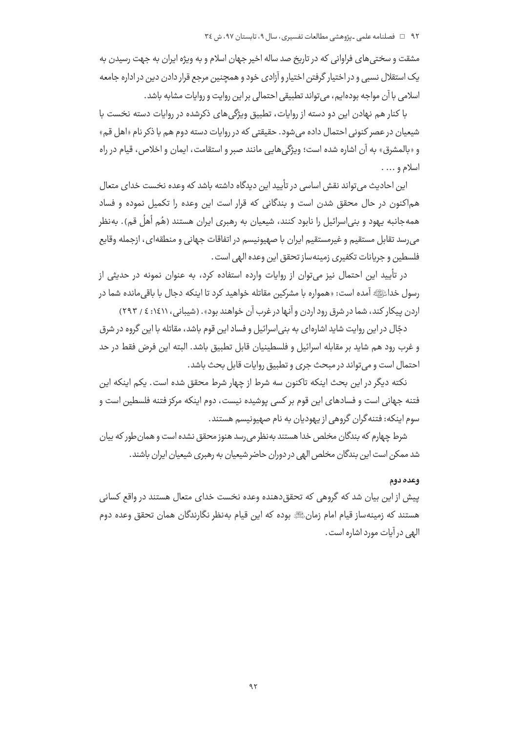مشقت و سختی‌های فراوانی که در تاریخ صد ساله اخیر جهان اسلام و به ویژه ایران به جهت رسیدن به یک استقلال نسبی و در اختیار گرفتن اختیار و آزادی خود و همچنین مرجع قرار دادن دین در اداره جامعه اسلامی با آن مواجه بوده‌ایم، می‌تواند تطبیقی احتمالی بر این روایت و روایات مشابه باشد.

با کنار هم نهادن این دو دسته از روایات، تطبیق ویژگی‌های ذکرشده در روایات دسته نخست با شیعیان در عصر کنونی احتمال داده می‌شود. حقیقتی که در روایات دسته دوم هم با ذکر نام «اهل قم» و «بالمشرق» به آن اشاره شده است؛ ویژگی‌هایی مانند صبر و استقامت، ایمان و اخلاص، قیام در راه اسلام و ... .

این احادیث می‌تواند نقش اساسی در تأیید این دیدگاه داشته باشد که وعده نخست خدای متعال هم‌اکنون در حال محقق شدن است و بندگانی که قرار است این وعده را تکمیل نموده و فساد همه‌جانبه یهود و بنی‌اسرائیل را نابود کنند، شیعیان به رهبری ایران هستند (هُم أهلُ قم). به‌نظر می‌رسد تقابل مستقیم و غیرمستقیم ایران با صهیونیسم در اتفاقات جهانی و منطقه‌ای، ازجمله وقایع فلسطین و جریانات تکفیری زمینه‌ساز تحقق این وعده الهی است.

در تأیید این احتمال نیز می‌توان از روایات وارده استفاده کرد، به عنوان نمونه در حدیثی از رسول خدا ﷺ آمده است: «همواره با مشرکین مقاتله خواهید کرد تا اینکه دجال با باقی‌مانده شما در اردن پیکار کند، شما در شرق رود اردن و آنها در غرب آن خواهند بود». (شیبانی، ۱۴۱۱: ۴ / ۲۹۳)

دجّال در این روایت شاید اشاره‌ای به بنی‌اسرائیل و فساد این قوم باشد، مقاتله با این گروه در شرق و غرب رود هم شاید بر مقابله اسرائیل و فلسطینیان قابل تطبیق باشد. البته این فرض فقط در حد احتمال است و می‌تواند در مبحث جری و تطبیق روایات قابل بحث باشد.

نکته دیگر در این بحث اینکه تاکنون سه شرط از چهار شرط محقق شده است. یکم اینکه این فتنه جهانی است و فسادهای این قوم بر کسی پوشیده نیست، دوم اینکه مرکز فتنه فلسطین است و سوم اینکه: فتنه‌گران گروهی از یهودیان به نام صهیونیسم هستند.

شرط چهارم که بندگان مخلص خدا هستند به‌نظر می‌رسد هنوز محقق نشده است و همان‌طور که بیان شد ممکن است این بندگان مخلص الهی در دوران حاضر شیعیان به رهبری شیعیان ایران باشند.

#### وعده دوم

پیش از این بیان شد که گروهی که تحقق‌دهنده وعده نخست خدای متعال هستند در واقع کسانی هستند که زمینه‌ساز قیام امام زمان ؑ بوده که این قیام به‌نظر نگارندگان همان تحقق وعده دوم الهی در آیات مورد اشاره است.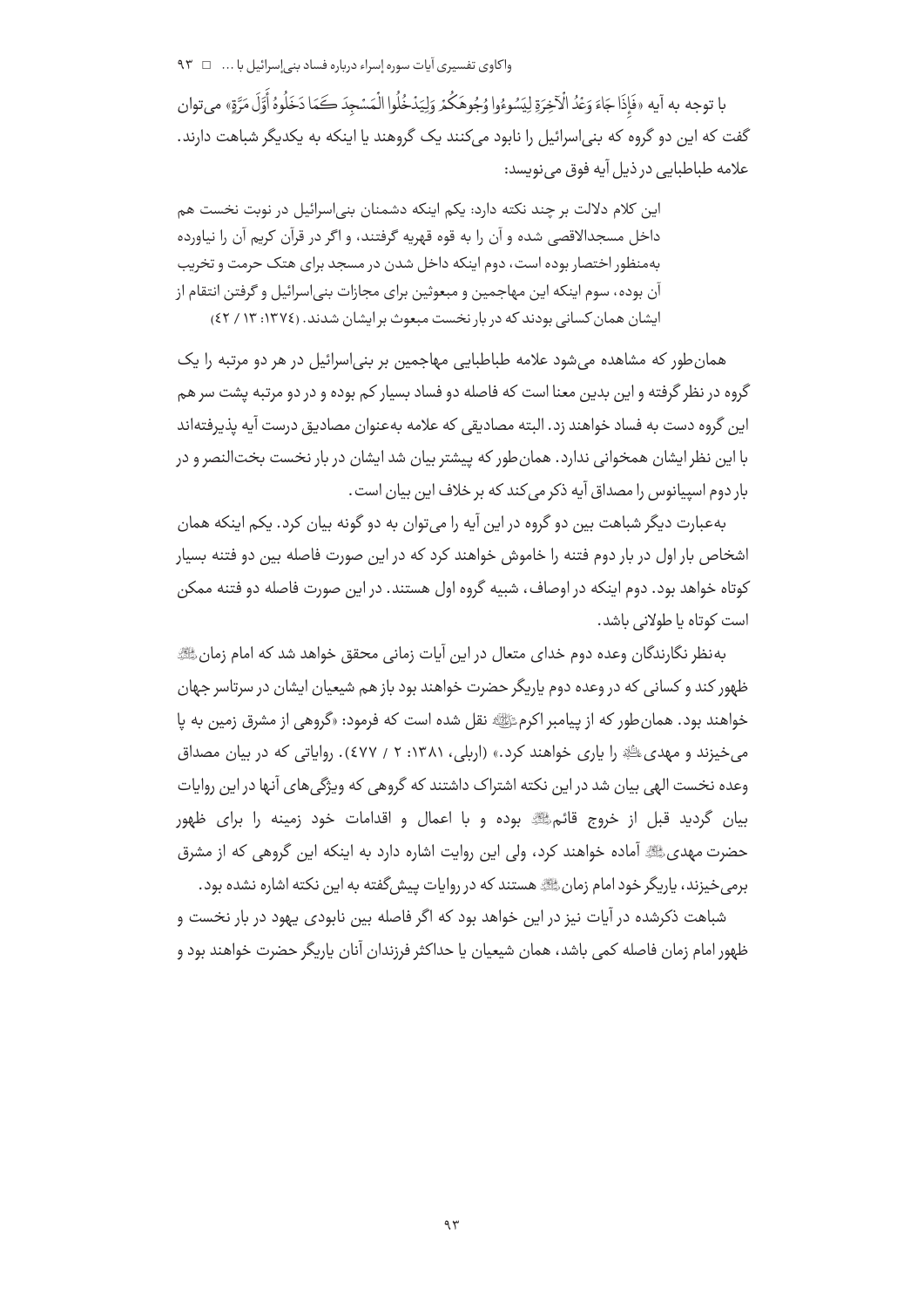با توجه به آیه «فَإِذَا جَاءَ وَعْدُ الْآخِرَةِ لِيَسُوءُوا وُجُوهَكُمْ وَلِيَدْخُلُوا الْمَسْجِدَ كَمَا دَخَلُوهُ أَوَّلَ مَرَّةٍ» می‌توان گفت که این دو گروه که بنی‌اسرائیل را نابود می‌کنند یک گروهند یا اینکه به یکدیگر شباهت دارند. علامه طباطبایی در ذیل آیه فوق می‌نویسد:

> این کلام دلالت بر چند نکته دارد: یکم اینکه دشمنان بنی‌اسرائیل در نوبت نخست هم داخل مسجدالاقصی شده و آن را به قوه قهریه گرفتند، و اگر در قرآن کریم آن را نیاورده به‌منظور اختصار بوده است، دوم اینکه داخل شدن در مسجد برای هتک حرمت و تخریب آن بوده، سوم اینکه این مهاجمین و مبعوثین برای مجازات بنی‌اسرائیل و گرفتن انتقام از ایشان همان کسانی بودند که در بار نخست مبعوث بر ایشان شدند. (۱۳۷۴: ۱۳ / ۴۲)

همان‌طور که مشاهده می‌شود علامه طباطبایی مهاجمین بر بنی‌اسرائیل در هر دو مرتبه را یک گروه در نظر گرفته و این بدین معنا است که فاصله دو فساد بسیار کم بوده و در دو مرتبه پشت سر هم این گروه دست به فساد خواهند زد. البته مصادیقی که علامه به‌عنوان مصادیق درست آیه پذیرفته‌اند با این نظر ایشان همخوانی ندارد. همان‌طور که پیشتر بیان شد ایشان در بار نخست بخت‌النصر و در بار دوم اسپیانوس را مصداق آیه ذکر می‌کند که بر خلاف این بیان است.

به‌عبارت دیگر شباهت بین دو گروه در این آیه را می‌توان به دو گونه بیان کرد. یکم اینکه همان اشخاص بار اول در بار دوم فتنه را خاموش خواهند کرد که در این صورت فاصله بین دو فتنه بسیار کوتاه خواهد بود. دوم اینکه در اوصاف، شبیه گروه اول هستند. در این صورت فاصله دو فتنه ممکن است کوتاه یا طولانی باشد.

به‌نظر نگارندگان وعده دوم خدای متعال در این آیات زمانی محقق خواهد شد که امام زمان ظهور کند و کسانی که در وعده دوم یاریگر حضرت خواهند بود باز هم شیعیان ایشان در سرتاسر جهان خواهند بود. همان‌طور که از پیامبر اکرم نقل شده است که فرمود: «گروهی از مشرق زمین به پا می‌خیزند و مهدی را یاری خواهند کرد.» (اربلی، ۱۳۸۱: ۲ / ۴۷۷). روایاتی که در بیان مصداق وعده نخست الهی بیان شد در این نکته اشتراک داشتند که گروهی که ویژگی‌های آنها در این روایات بیان گردید قبل از خروج قائم بوده و با اعمال و اقدامات خود زمینه را برای ظهور حضرت مهدی آماده خواهند کرد، ولی این روایت اشاره دارد به اینکه این گروهی که از مشرق برمی‌خیزند، یاریگر خود امام زمان هستند که در روایات پیش‌گفته به این نکته اشاره نشده بود.

شباهت ذکرشده در آیات نیز در این خواهد بود که اگر فاصله بین نابودی یهود در بار نخست و ظهور امام زمان فاصله کمی باشد، همان شیعیان یا حداکثر فرزندان آنان یاریگر حضرت خواهند بود و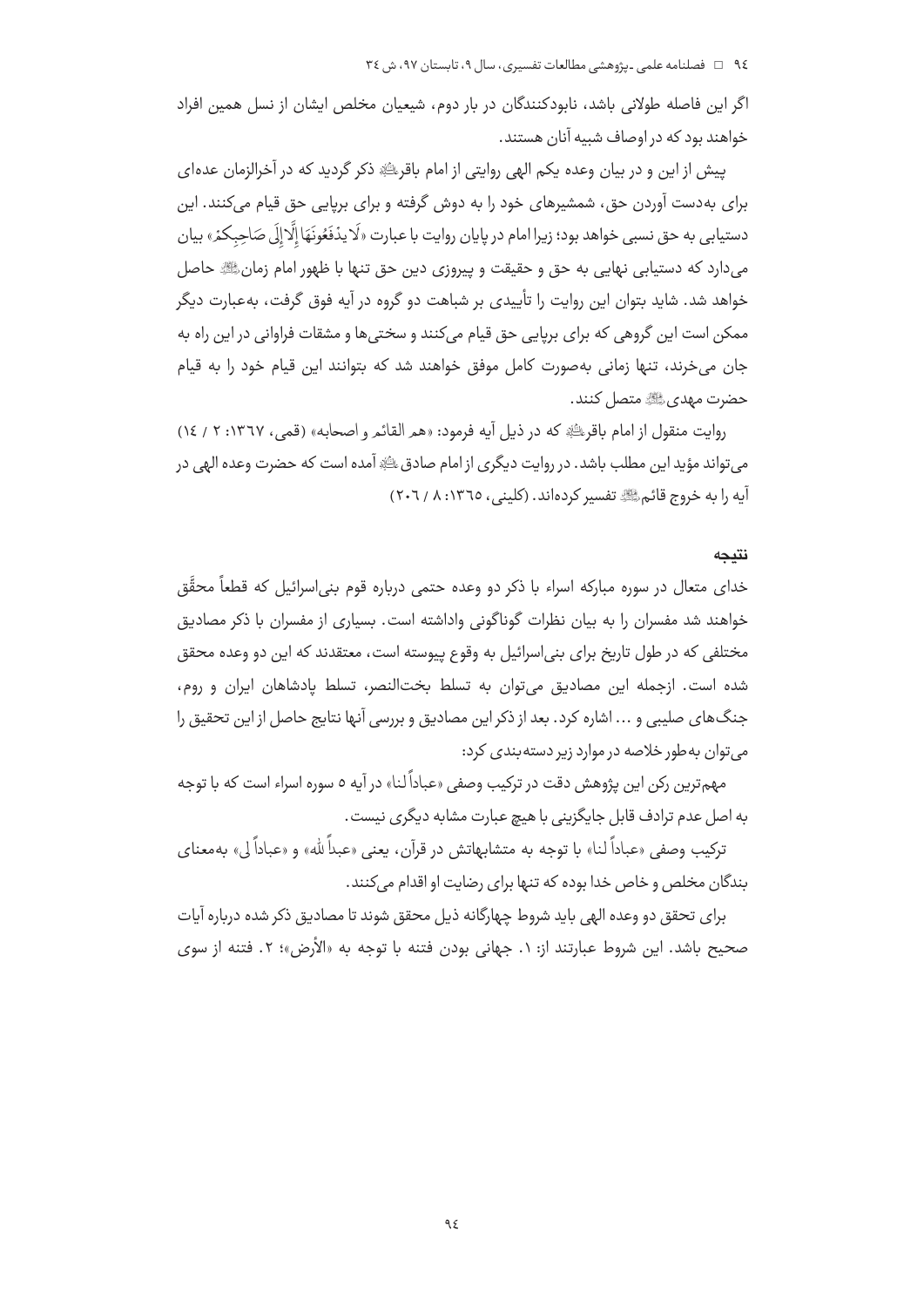اگر این فاصله طولانی باشد، نابودکنندگان در بار دوم، شیعیان مخلص ایشان از نسل همین افراد خواهند بود که در اوصاف شبیه آنان هستند.

پیش از این و در بیان وعده یکم الهی روایتی از امام باقر ﷺ ذکر گردید که در آخرالزمان عده‌ای برای به‌دست آوردن حق، شمشیرهای خود را به دوش گرفته و برای برپایی حق قیام می‌کنند. این دستیابی به حق نسبی خواهد بود؛ زیرا امام در پایان روایت با عبارت «لَا یدْفَعُونَهَا إِلَّا إِلَی صَاحِبِكُمْ» بیان می‌دارد که دستیابی نهایی به حق و حقیقت و پیروزی دین حق تنها با ظهور امام زمان ﷺ حاصل خواهد شد. شاید بتوان این روایت را تأییدی بر شباهت دو گروه در آیه فوق گرفت، به‌عبارت دیگر ممکن است این گروهی که برای برپایی حق قیام می‌کنند و سختی‌ها و مشقات فراوانی در این راه به جان می‌خرند، تنها زمانی به‌صورت کامل موفق خواهند شد که بتوانند این قیام خود را به قیام حضرت مهدی ﷺ متصل کنند.

روایت منقول از امام باقر ﷺ که در ذیل آیه فرمود: «هم القائم و اصحابه» (قمی، ۱۳۶۷: ۲ / ۱۴) می‌تواند مؤید این مطلب باشد. در روایت دیگری از امام صادق ﷺ آمده است که حضرت وعده الهی در آیه را به خروج قائم ﷺ تفسیر کرده‌اند. (کلینی، ۱۳۶۵: ۸ / ۲۰۶)

## نتیجه

خدای متعال در سوره مبارکه اسراء با ذکر دو وعده حتمی درباره قوم بنی‌اسرائیل که قطعاً محقَّق خواهند شد مفسران را به بیان نظرات گوناگونی واداشته است. بسیاری از مفسران با ذکر مصادیق مختلفی که در طول تاریخ برای بنی‌اسرائیل به وقوع پیوسته است، معتقدند که این دو وعده محقق شده است. ازجمله این مصادیق می‌توان به تسلط بخت‌النصر، تسلط پادشاهان ایران و روم، جنگ‌های صلیبی و ... اشاره کرد. بعد از ذکر این مصادیق و بررسی آنها نتایج حاصل از این تحقیق را می‌توان به‌طور خلاصه در موارد زیر دسته‌بندی کرد:

مهم‌ترین رکن این پژوهش دقت در ترکیب وصفی «عباداً لنا» در آیه ۵ سوره اسراء است که با توجه به اصل عدم ترادف قابل جایگزینی با هیچ عبارت مشابه دیگری نیست.

ترکیب وصفی «عباداً لنا» با توجه به متشابهاتش در قرآن، یعنی «عبداً لله» و «عباداً لی» به‌معنای بندگان مخلص و خاص خدا بوده که تنها برای رضایت او اقدام می‌کنند.

برای تحقق دو وعده الهی باید شروط چهارگانه ذیل محقق شوند تا مصادیق ذکر شده درباره آیات صحیح باشد. این شروط عبارتند از: ۱. جهانی بودن فتنه با توجه به «الأرض»؛ ۲. فتنه از سوی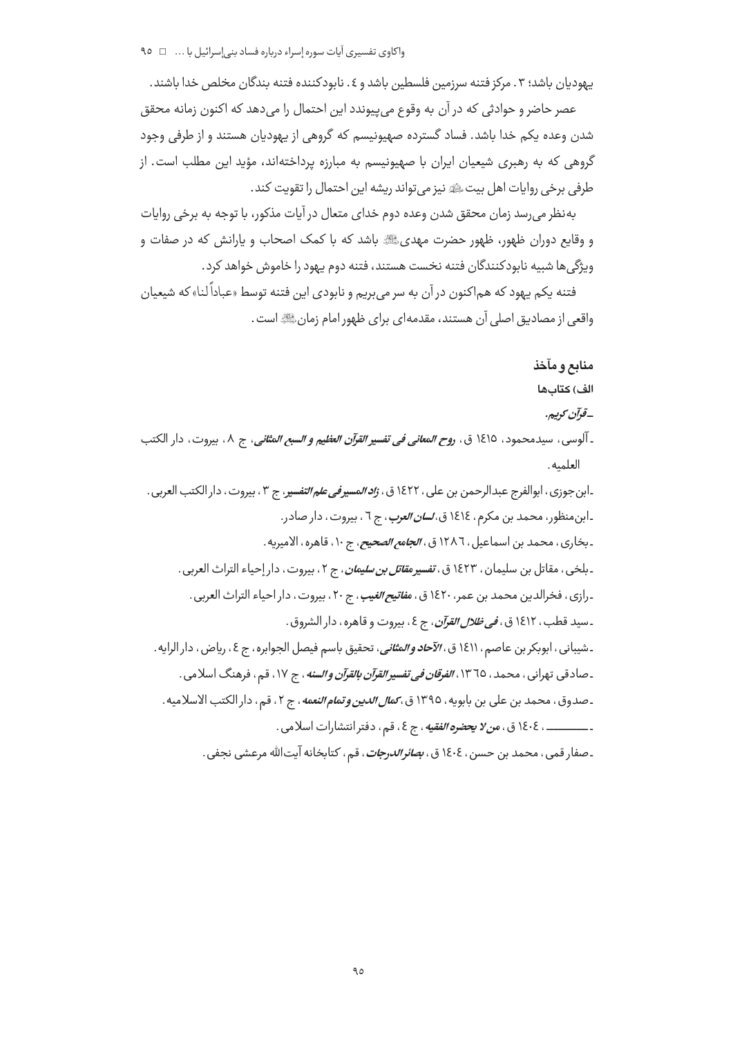یهودیان باشد؛ ۳. مرکز فتنه سرزمین فلسطین باشد و ٤. نابودکننده فتنه بندگان مخلص خدا باشند.

عصر حاضر و حوادثی که در آن به وقوع می‌پیوندد این احتمال را می‌دهد که اکنون زمانه محقق شدن وعده یکم خدا باشد. فساد گسترده صهیونیسم که گروهی از یهودیان هستند و از طرفی وجود گروهی که به رهبری شیعیان ایران با صهیونیسم به مبارزه پرداخته‌اند، مؤید این مطلب است. از طرفی برخی روایات اهل بیت ﷺ نیز می‌تواند ریشه این احتمال را تقویت کند.

به‌نظر می‌رسد زمان محقق شدن وعده دوم خدای متعال در آیات مذکور، با توجه به برخی روایات و وقایع دوران ظهور، ظهور حضرت مهدی ﷺ باشد که با کمک اصحاب و یارانش که در صفات و ویژگی‌ها شبیه نابودکنندگان فتنه نخست هستند، فتنه دوم یهود را خاموش خواهد کرد.

فتنه یکم یهود که هم‌اکنون در آن به سر می‌بریم و نابودی این فتنه توسط «عباداً لنا» که شیعیان واقعی از مصادیق اصلی آن هستند، مقدمه‌ای برای ظهور امام زمان ﷺ است.

## منابع و مآخذ

### الف) کتاب‌ها

- *قرآن کریم*.
- آلوسی، سیدمحمود، ١٤١٥ ق، ***روح المعانی فی تفسیر القرآن العظیم و السبع المثانی***، ج ٨، بیروت، دار الکتب العلمیه.
- ابن‌جوزی، ابوالفرج عبدالرحمن بن علی، ١٤٢٢ ق، ***زاد المسیر فی علم التفسیر***، ج ٣، بیروت، دار الکتب العربی.
- ابن‌منظور، محمد بن مکرم، ١٤١٤ ق، ***لسان العرب***، ج ٦، بیروت، دار صادر.
- بخاری، محمد بن اسماعیل، ١٢٨٦ ق، ***الجامع الصحیح***، ج ١٠، قاهره، الامیریه.
- بلخی، مقاتل بن سلیمان، ١٤٢٣ ق، ***تفسیر مقاتل بن سلیمان***، ج ٢، بیروت، دار إحیاء التراث العربی.
- رازی، فخرالدین محمد بن عمر، ١٤٢٠ ق، ***مفاتیح الغیب***، ج ٢٠، بیروت، دار احیاء التراث العربی.
- سید قطب، ١٤١٢ ق، ***فی ظلال القرآن***، ج ٤، بیروت و قاهره، دار الشروق.
- شیبانی، ابوبکر بن عاصم، ١٤١١ ق، ***الآحاد و المثانی***، تحقیق باسم فیصل الجوابره، ج ٤، ریاض، دار الرایه.
- صادقی تهرانی، محمد، ١٣٦٥، ***الفرقان فی تفسیر القرآن بالقرآن و السنه***، ج ١٧، قم، فرهنگ اسلامی.
- صدوق، محمد بن علی بن بابویه، ١٣٩٥ ق، ***کمال الدین و تمام النعمه***، ج ٢، قم، دار الکتب الاسلامیه.
- ــــــــــ، ١٤٠٤ ق، ***من لا یحضره الفقیه***، ج ٤، قم، دفتر انتشارات اسلامی.
- صفار قمی، محمد بن حسن، ١٤٠٤ ق، ***بصائر الدرجات***، قم، کتابخانه آیت‌الله مرعشی نجفی.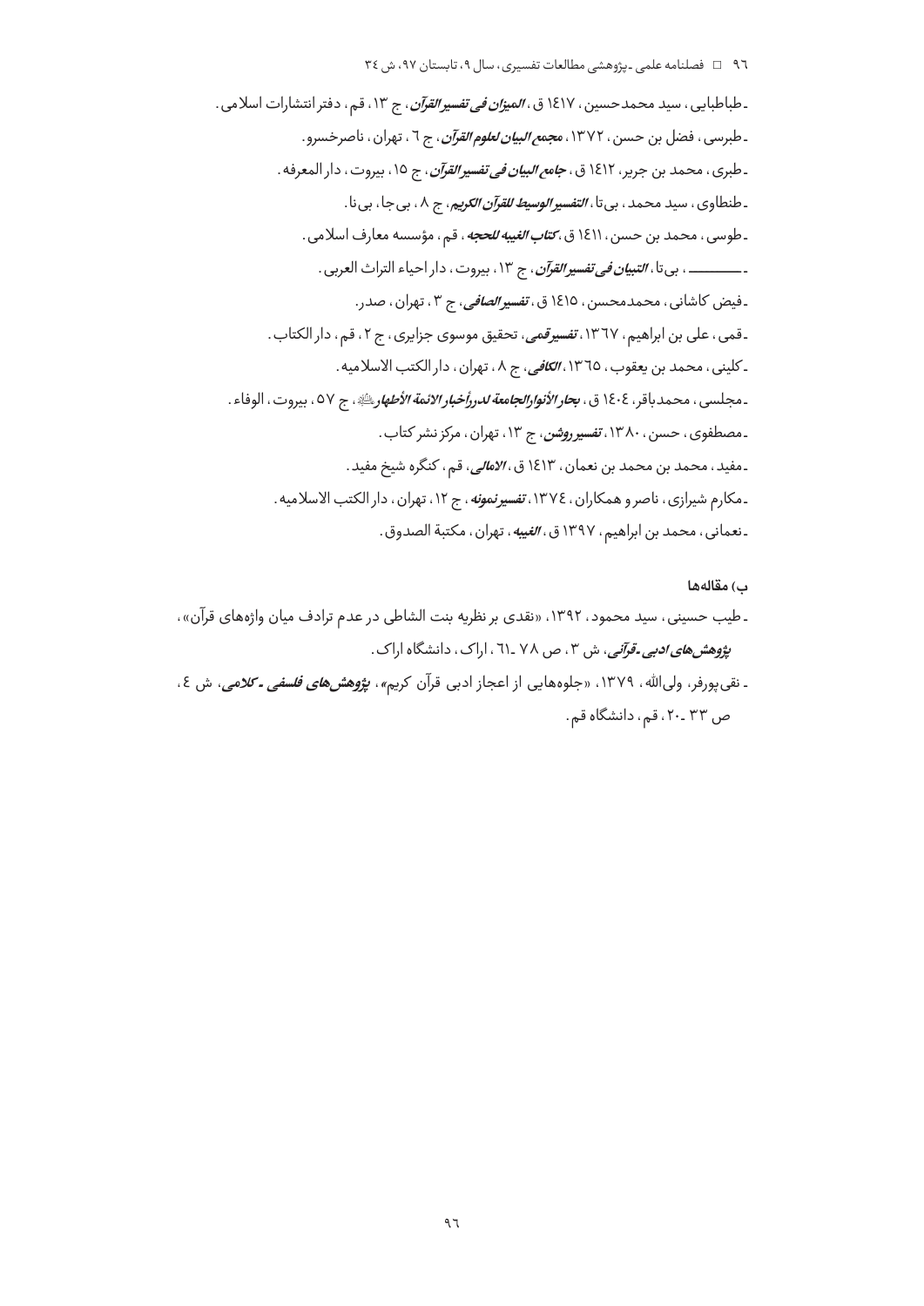ـ طباطبایی، سید محمدحسین، ۱٤۱۷ ق، *المیزان فی تفسیر القرآن*، ج ۱۳، قم، دفتر انتشارات اسلامی.

ـ طبرسی، فضل بن حسن، ۱۳۷۲، *مجمع البیان لعلوم القرآن*، ج ٦، تهران، ناصرخسرو.

ـ طبری، محمد بن جریر، ۱٤۱۲ ق، *جامع البیان فی تفسیر القرآن*، ج ۱٥، بیروت، دار المعرفه.

ـ طنطاوی، سید محمد، بی‌تا، *التفسیر الوسیط للقرآن الکریم*، ج ۸، بی‌جا، بی‌نا.

ـ طوسی، محمد بن حسن، ۱٤۱۱ ق، *کتاب الغیبه للحجه*، قم، مؤسسه معارف اسلامی.

ـ ــــــــ، بی‌تا، *التبیان فی تفسیر القرآن*، ج ۱۳، بیروت، دار احیاء التراث العربی.

ـ فیض کاشانی، محمدمحسن، ۱٤۱٥ ق، *تفسیر الصافی*، ج ۳، تهران، صدر.

ـ قمی، علی بن ابراهیم، ۱۳٦۷، *تفسیر قمی*، تحقیق موسوی جزایری، ج ۲، قم، دار الکتاب.

ـ کلینی، محمد بن یعقوب، ۱۳٦٥، *الکافی*، ج ۸، تهران، دار الکتب الاسلامیه.

ـ مجلسی، محمدباقر، ۱٤۰٤ ق، *بحار الأنوار الجامعة لدرر أخبار الائمة الأطهار*ﷺ، ج ٥۷، بیروت، الوفاء.

ـ مصطفوی، حسن، ۱۳۸۰، *تفسیر روشن*، ج ۱۳، تهران، مرکز نشر کتاب.

ـ مفید، محمد بن محمد بن نعمان، ۱٤۱۳ ق، *الامالی*، قم، کنگره شیخ مفید.

ـ مکارم شیرازی، ناصر و همکاران، ۱۳۷٤، *تفسیر نمونه*، ج ۱۲، تهران، دار الکتب الاسلامیه.

ـ نعمانی، محمد بن ابراهیم، ۱۳۹۷ ق، *الغیبه*، تهران، مکتبة الصدوق.

**ب) مقاله‌ها**

ـ طیب حسینی، سید محمود، ۱۳۹۲، «نقدی بر نظریه بنت الشاطی در عدم ترادف میان واژه‌های قرآن»، *پژوهش‌های ادبی ـ قرآنی*، ش ۳، ص ۷۸ ـ ٦۱، اراک، دانشگاه اراک.

ـ نقی‌پورفر، ولی‌الله، ۱۳۷۹، «جلوه‌هایی از اعجاز ادبی قرآن کریم»، *پژوهش‌های فلسفی ـ کلامی*، ش ٤، ص ۳۳ ـ ۲۰، قم، دانشگاه قم.